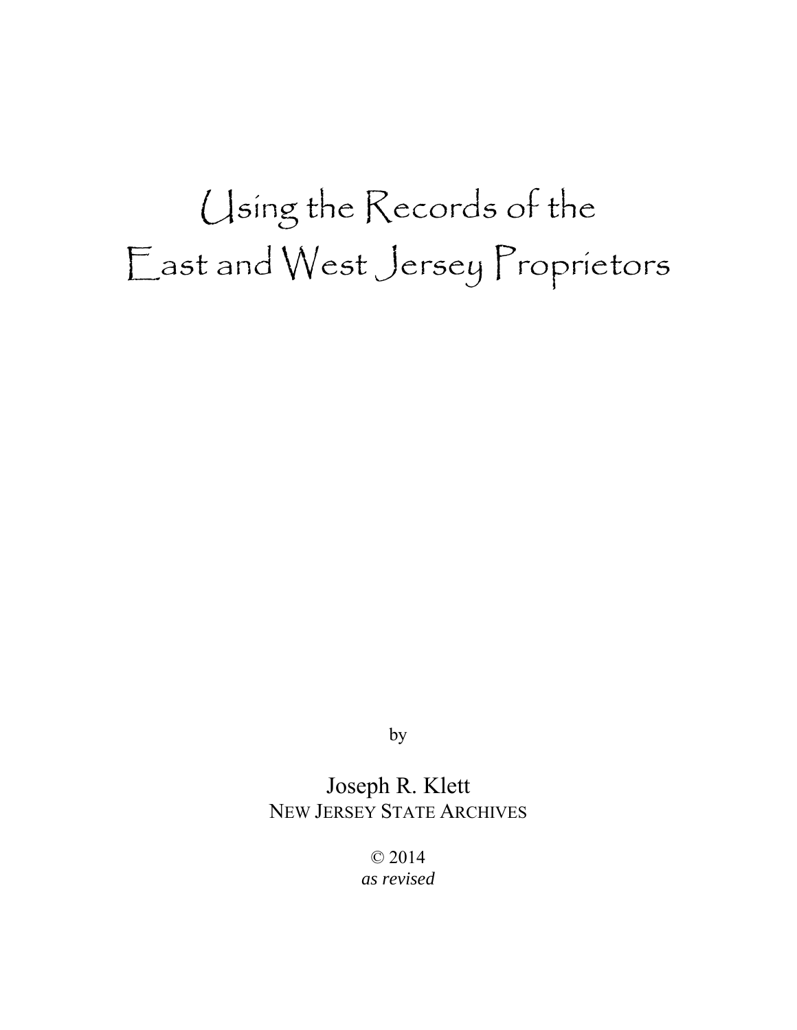# Using the Records of the East and West Jersey Proprietors

by

Joseph R. Klett
NEW JERSEY STATE ARCHIVES

© 2014
*as revised*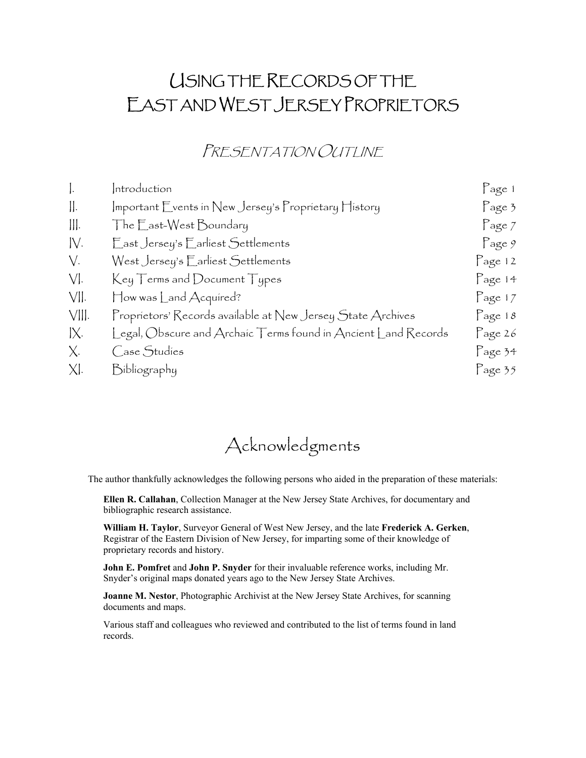# Using the Records of the East and West Jersey Proprietors

## *Presentation Outline*

| | | |
|---|---|---|
| I. | Introduction | Page 1 |
| II. | Important Events in New Jersey's Proprietary History | Page 3 |
| III. | The East-West Boundary | Page 7 |
| IV. | East Jersey's Earliest Settlements | Page 9 |
| V. | West Jersey's Earliest Settlements | Page 12 |
| VI. | Key Terms and Document Types | Page 14 |
| VII. | How was Land Acquired? | Page 17 |
| VIII. | Proprietors' Records available at New Jersey State Archives | Page 18 |
| IX. | Legal, Obscure and Archaic Terms found in Ancient Land Records | Page 26 |
| X. | Case Studies | Page 34 |
| XI. | Bibliography | Page 35 |

## Acknowledgments

The author thankfully acknowledges the following persons who aided in the preparation of these materials:

**Ellen R. Callahan**, Collection Manager at the New Jersey State Archives, for documentary and bibliographic research assistance.

**William H. Taylor**, Surveyor General of West New Jersey, and the late **Frederick A. Gerken**, Registrar of the Eastern Division of New Jersey, for imparting some of their knowledge of proprietary records and history.

**John E. Pomfret** and **John P. Snyder** for their invaluable reference works, including Mr. Snyder's original maps donated years ago to the New Jersey State Archives.

**Joanne M. Nestor**, Photographic Archivist at the New Jersey State Archives, for scanning documents and maps.

Various staff and colleagues who reviewed and contributed to the list of terms found in land records.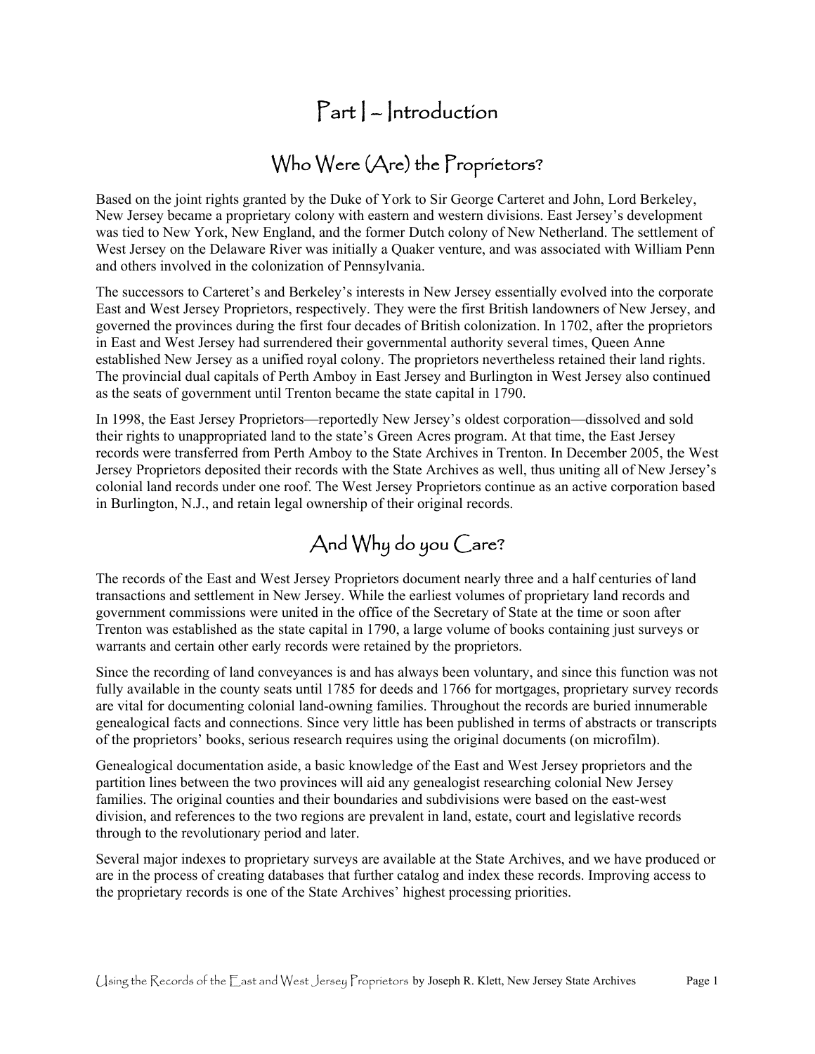# Part I – Introduction

## Who Were (Are) the Proprietors?

Based on the joint rights granted by the Duke of York to Sir George Carteret and John, Lord Berkeley, New Jersey became a proprietary colony with eastern and western divisions. East Jersey's development was tied to New York, New England, and the former Dutch colony of New Netherland. The settlement of West Jersey on the Delaware River was initially a Quaker venture, and was associated with William Penn and others involved in the colonization of Pennsylvania.

The successors to Carteret's and Berkeley's interests in New Jersey essentially evolved into the corporate East and West Jersey Proprietors, respectively. They were the first British landowners of New Jersey, and governed the provinces during the first four decades of British colonization. In 1702, after the proprietors in East and West Jersey had surrendered their governmental authority several times, Queen Anne established New Jersey as a unified royal colony. The proprietors nevertheless retained their land rights. The provincial dual capitals of Perth Amboy in East Jersey and Burlington in West Jersey also continued as the seats of government until Trenton became the state capital in 1790.

In 1998, the East Jersey Proprietors—reportedly New Jersey's oldest corporation—dissolved and sold their rights to unappropriated land to the state's Green Acres program. At that time, the East Jersey records were transferred from Perth Amboy to the State Archives in Trenton. In December 2005, the West Jersey Proprietors deposited their records with the State Archives as well, thus uniting all of New Jersey's colonial land records under one roof. The West Jersey Proprietors continue as an active corporation based in Burlington, N.J., and retain legal ownership of their original records.

## And Why do you Care?

The records of the East and West Jersey Proprietors document nearly three and a half centuries of land transactions and settlement in New Jersey. While the earliest volumes of proprietary land records and government commissions were united in the office of the Secretary of State at the time or soon after Trenton was established as the state capital in 1790, a large volume of books containing just surveys or warrants and certain other early records were retained by the proprietors.

Since the recording of land conveyances is and has always been voluntary, and since this function was not fully available in the county seats until 1785 for deeds and 1766 for mortgages, proprietary survey records are vital for documenting colonial land-owning families. Throughout the records are buried innumerable genealogical facts and connections. Since very little has been published in terms of abstracts or transcripts of the proprietors' books, serious research requires using the original documents (on microfilm).

Genealogical documentation aside, a basic knowledge of the East and West Jersey proprietors and the partition lines between the two provinces will aid any genealogist researching colonial New Jersey families. The original counties and their boundaries and subdivisions were based on the east-west division, and references to the two regions are prevalent in land, estate, court and legislative records through to the revolutionary period and later.

Several major indexes to proprietary surveys are available at the State Archives, and we have produced or are in the process of creating databases that further catalog and index these records. Improving access to the proprietary records is one of the State Archives' highest processing priorities.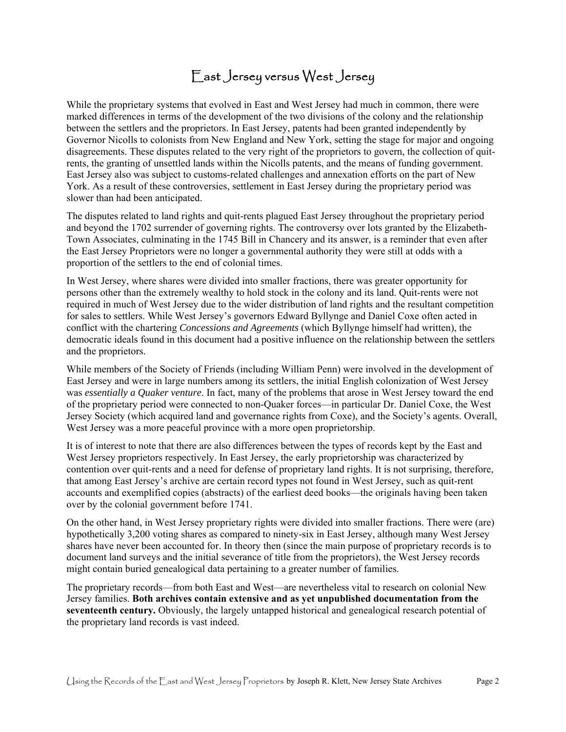# East Jersey versus West Jersey

While the proprietary systems that evolved in East and West Jersey had much in common, there were marked differences in terms of the development of the two divisions of the colony and the relationship between the settlers and the proprietors. In East Jersey, patents had been granted independently by Governor Nicolls to colonists from New England and New York, setting the stage for major and ongoing disagreements. These disputes related to the very right of the proprietors to govern, the collection of quit-rents, the granting of unsettled lands within the Nicolls patents, and the means of funding government. East Jersey also was subject to customs-related challenges and annexation efforts on the part of New York. As a result of these controversies, settlement in East Jersey during the proprietary period was slower than had been anticipated.

The disputes related to land rights and quit-rents plagued East Jersey throughout the proprietary period and beyond the 1702 surrender of governing rights. The controversy over lots granted by the Elizabeth-Town Associates, culminating in the 1745 Bill in Chancery and its answer, is a reminder that even after the East Jersey Proprietors were no longer a governmental authority they were still at odds with a proportion of the settlers to the end of colonial times.

In West Jersey, where shares were divided into smaller fractions, there was greater opportunity for persons other than the extremely wealthy to hold stock in the colony and its land. Quit-rents were not required in much of West Jersey due to the wider distribution of land rights and the resultant competition for sales to settlers. While West Jersey's governors Edward Byllynge and Daniel Coxe often acted in conflict with the chartering *Concessions and Agreements* (which Byllynge himself had written), the democratic ideals found in this document had a positive influence on the relationship between the settlers and the proprietors.

While members of the Society of Friends (including William Penn) were involved in the development of East Jersey and were in large numbers among its settlers, the initial English colonization of West Jersey was *essentially a Quaker venture*. In fact, many of the problems that arose in West Jersey toward the end of the proprietary period were connected to non-Quaker forces—in particular Dr. Daniel Coxe, the West Jersey Society (which acquired land and governance rights from Coxe), and the Society's agents. Overall, West Jersey was a more peaceful province with a more open proprietorship.

It is of interest to note that there are also differences between the types of records kept by the East and West Jersey proprietors respectively. In East Jersey, the early proprietorship was characterized by contention over quit-rents and a need for defense of proprietary land rights. It is not surprising, therefore, that among East Jersey's archive are certain record types not found in West Jersey, such as quit-rent accounts and exemplified copies (abstracts) of the earliest deed books—the originals having been taken over by the colonial government before 1741.

On the other hand, in West Jersey proprietary rights were divided into smaller fractions. There were (are) hypothetically 3,200 voting shares as compared to ninety-six in East Jersey, although many West Jersey shares have never been accounted for. In theory then (since the main purpose of proprietary records is to document land surveys and the initial severance of title from the proprietors), the West Jersey records might contain buried genealogical data pertaining to a greater number of families.

The proprietary records—from both East and West—are nevertheless vital to research on colonial New Jersey families. **Both archives contain extensive and as yet unpublished documentation from the seventeenth century.** Obviously, the largely untapped historical and genealogical research potential of the proprietary land records is vast indeed.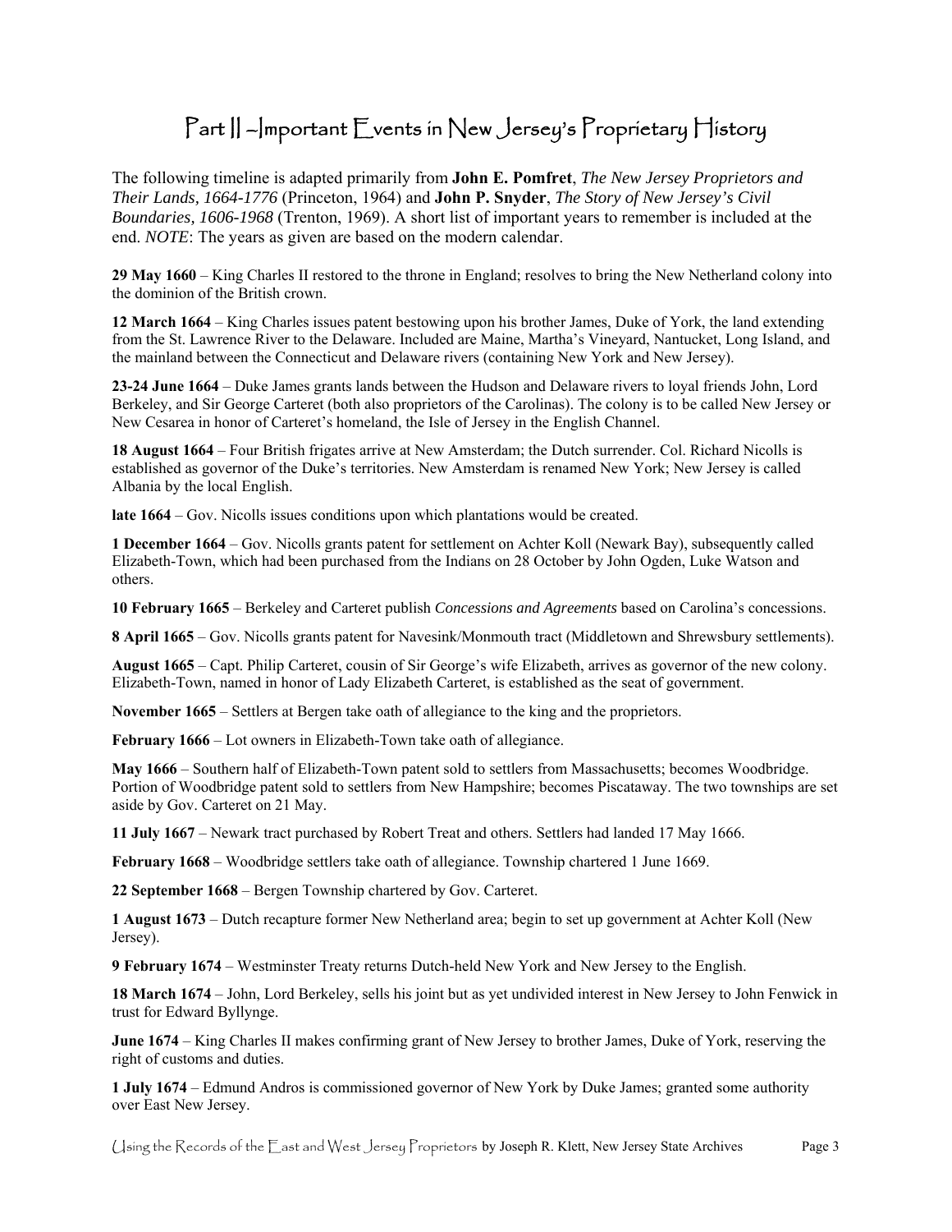## Part II –Important Events in New Jersey's Proprietary History

The following timeline is adapted primarily from **John E. Pomfret**, *The New Jersey Proprietors and Their Lands, 1664-1776* (Princeton, 1964) and **John P. Snyder**, *The Story of New Jersey's Civil Boundaries, 1606-1968* (Trenton, 1969). A short list of important years to remember is included at the end. *NOTE*: The years as given are based on the modern calendar.

**29 May 1660** – King Charles II restored to the throne in England; resolves to bring the New Netherland colony into the dominion of the British crown.

**12 March 1664** – King Charles issues patent bestowing upon his brother James, Duke of York, the land extending from the St. Lawrence River to the Delaware. Included are Maine, Martha's Vineyard, Nantucket, Long Island, and the mainland between the Connecticut and Delaware rivers (containing New York and New Jersey).

**23-24 June 1664** – Duke James grants lands between the Hudson and Delaware rivers to loyal friends John, Lord Berkeley, and Sir George Carteret (both also proprietors of the Carolinas). The colony is to be called New Jersey or New Cesarea in honor of Carteret's homeland, the Isle of Jersey in the English Channel.

**18 August 1664** – Four British frigates arrive at New Amsterdam; the Dutch surrender. Col. Richard Nicolls is established as governor of the Duke's territories. New Amsterdam is renamed New York; New Jersey is called Albania by the local English.

**late 1664** – Gov. Nicolls issues conditions upon which plantations would be created.

**1 December 1664** – Gov. Nicolls grants patent for settlement on Achter Koll (Newark Bay), subsequently called Elizabeth-Town, which had been purchased from the Indians on 28 October by John Ogden, Luke Watson and others.

**10 February 1665** – Berkeley and Carteret publish *Concessions and Agreements* based on Carolina's concessions.

**8 April 1665** – Gov. Nicolls grants patent for Navesink/Monmouth tract (Middletown and Shrewsbury settlements).

**August 1665** – Capt. Philip Carteret, cousin of Sir George's wife Elizabeth, arrives as governor of the new colony. Elizabeth-Town, named in honor of Lady Elizabeth Carteret, is established as the seat of government.

**November 1665** – Settlers at Bergen take oath of allegiance to the king and the proprietors.

**February 1666** – Lot owners in Elizabeth-Town take oath of allegiance.

**May 1666** – Southern half of Elizabeth-Town patent sold to settlers from Massachusetts; becomes Woodbridge. Portion of Woodbridge patent sold to settlers from New Hampshire; becomes Piscataway. The two townships are set aside by Gov. Carteret on 21 May.

**11 July 1667** – Newark tract purchased by Robert Treat and others. Settlers had landed 17 May 1666.

**February 1668** – Woodbridge settlers take oath of allegiance. Township chartered 1 June 1669.

**22 September 1668** – Bergen Township chartered by Gov. Carteret.

**1 August 1673** – Dutch recapture former New Netherland area; begin to set up government at Achter Koll (New Jersey).

**9 February 1674** – Westminster Treaty returns Dutch-held New York and New Jersey to the English.

**18 March 1674** – John, Lord Berkeley, sells his joint but as yet undivided interest in New Jersey to John Fenwick in trust for Edward Byllynge.

**June 1674** – King Charles II makes confirming grant of New Jersey to brother James, Duke of York, reserving the right of customs and duties.

**1 July 1674** – Edmund Andros is commissioned governor of New York by Duke James; granted some authority over East New Jersey.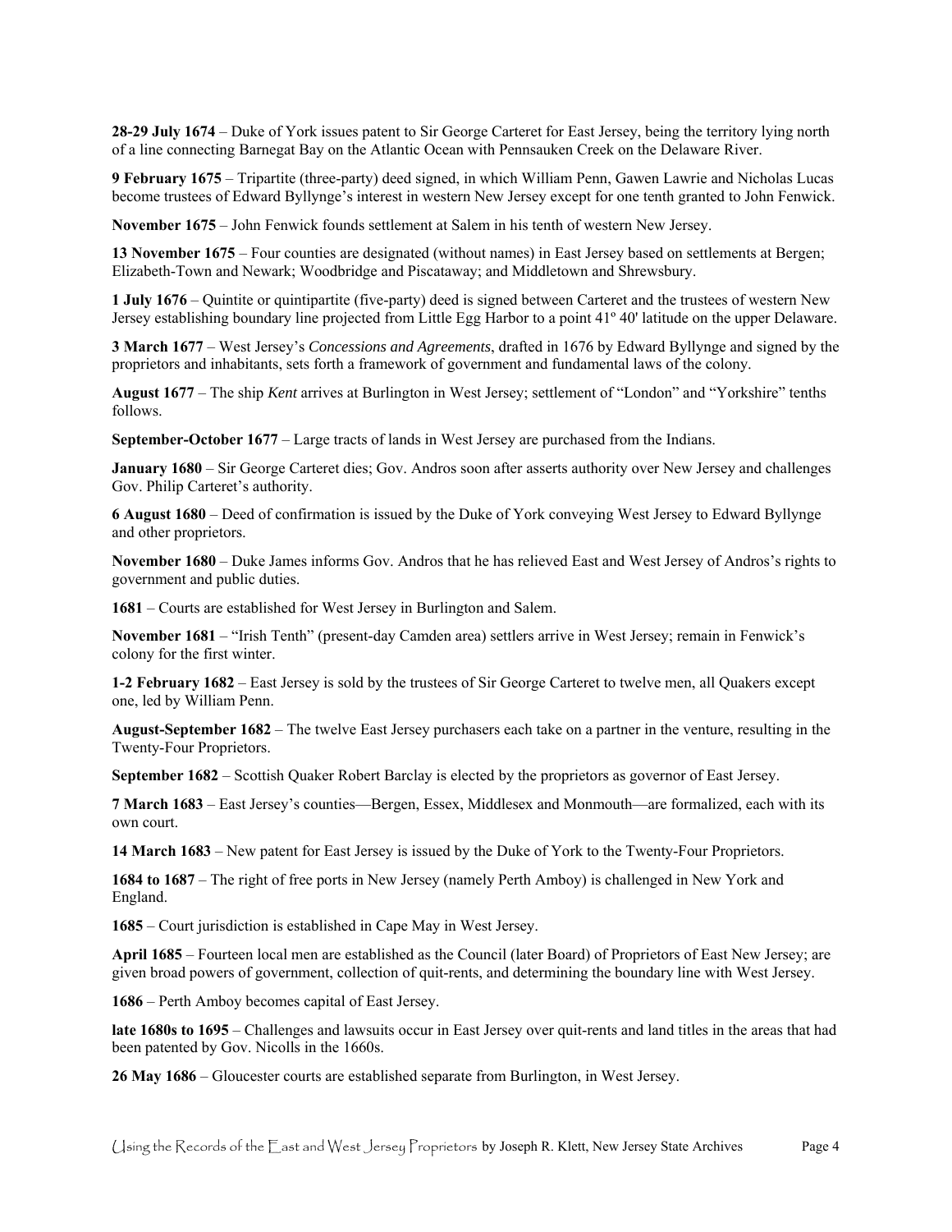**28-29 July 1674** – Duke of York issues patent to Sir George Carteret for East Jersey, being the territory lying north of a line connecting Barnegat Bay on the Atlantic Ocean with Pennsauken Creek on the Delaware River.

**9 February 1675** – Tripartite (three-party) deed signed, in which William Penn, Gawen Lawrie and Nicholas Lucas become trustees of Edward Byllynge's interest in western New Jersey except for one tenth granted to John Fenwick.

**November 1675** – John Fenwick founds settlement at Salem in his tenth of western New Jersey.

**13 November 1675** – Four counties are designated (without names) in East Jersey based on settlements at Bergen; Elizabeth-Town and Newark; Woodbridge and Piscataway; and Middletown and Shrewsbury.

**1 July 1676** – Quintite or quintipartite (five-party) deed is signed between Carteret and the trustees of western New Jersey establishing boundary line projected from Little Egg Harbor to a point 41º 40' latitude on the upper Delaware.

**3 March 1677** – West Jersey's *Concessions and Agreements*, drafted in 1676 by Edward Byllynge and signed by the proprietors and inhabitants, sets forth a framework of government and fundamental laws of the colony.

**August 1677** – The ship *Kent* arrives at Burlington in West Jersey; settlement of "London" and "Yorkshire" tenths follows.

**September-October 1677** – Large tracts of lands in West Jersey are purchased from the Indians.

**January 1680** – Sir George Carteret dies; Gov. Andros soon after asserts authority over New Jersey and challenges Gov. Philip Carteret's authority.

**6 August 1680** – Deed of confirmation is issued by the Duke of York conveying West Jersey to Edward Byllynge and other proprietors.

**November 1680** – Duke James informs Gov. Andros that he has relieved East and West Jersey of Andros's rights to government and public duties.

**1681** – Courts are established for West Jersey in Burlington and Salem.

**November 1681** – "Irish Tenth" (present-day Camden area) settlers arrive in West Jersey; remain in Fenwick's colony for the first winter.

**1-2 February 1682** – East Jersey is sold by the trustees of Sir George Carteret to twelve men, all Quakers except one, led by William Penn.

**August-September 1682** – The twelve East Jersey purchasers each take on a partner in the venture, resulting in the Twenty-Four Proprietors.

**September 1682** – Scottish Quaker Robert Barclay is elected by the proprietors as governor of East Jersey.

**7 March 1683** – East Jersey's counties—Bergen, Essex, Middlesex and Monmouth—are formalized, each with its own court.

**14 March 1683** – New patent for East Jersey is issued by the Duke of York to the Twenty-Four Proprietors.

**1684 to 1687** – The right of free ports in New Jersey (namely Perth Amboy) is challenged in New York and England.

**1685** – Court jurisdiction is established in Cape May in West Jersey.

**April 1685** – Fourteen local men are established as the Council (later Board) of Proprietors of East New Jersey; are given broad powers of government, collection of quit-rents, and determining the boundary line with West Jersey.

**1686** – Perth Amboy becomes capital of East Jersey.

**late 1680s to 1695** – Challenges and lawsuits occur in East Jersey over quit-rents and land titles in the areas that had been patented by Gov. Nicolls in the 1660s.

**26 May 1686** – Gloucester courts are established separate from Burlington, in West Jersey.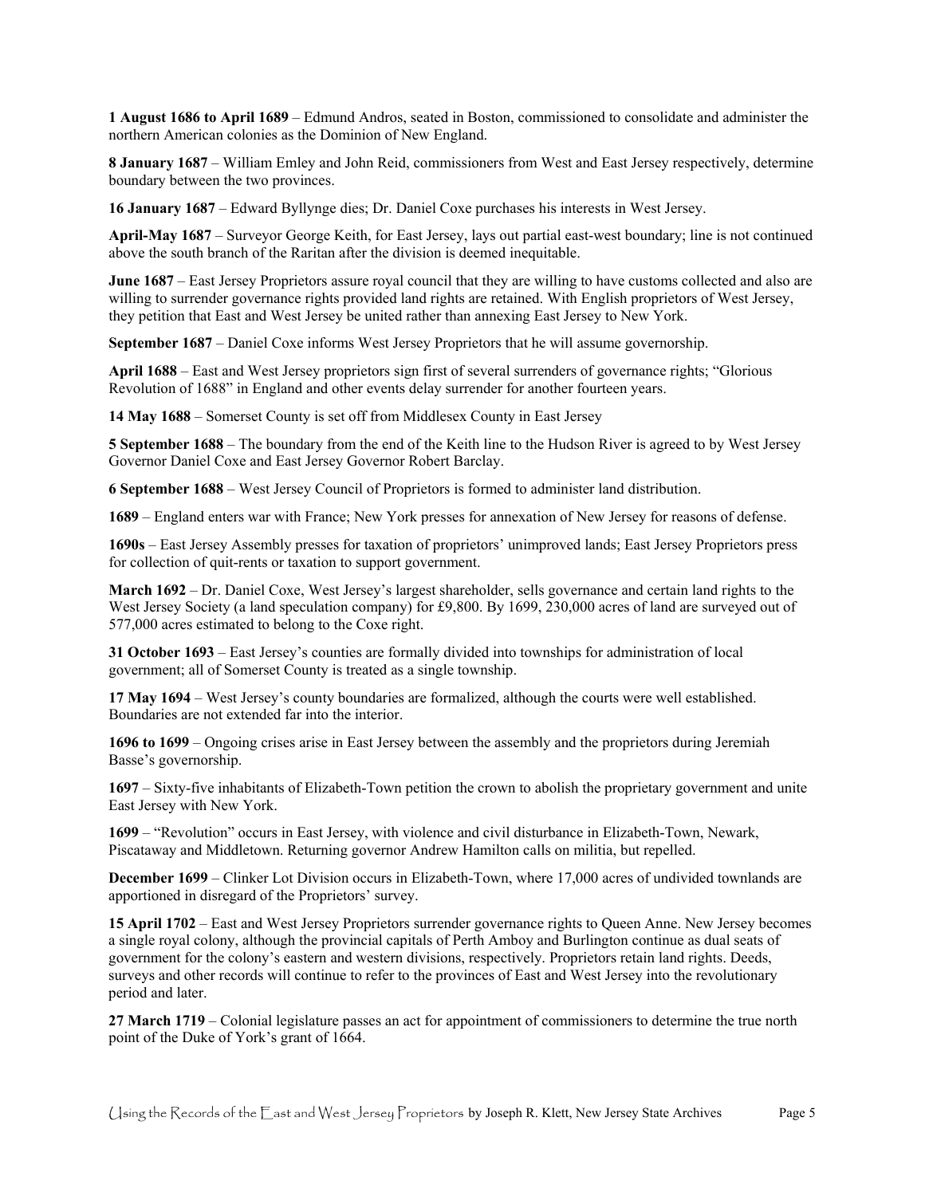**1 August 1686 to April 1689** – Edmund Andros, seated in Boston, commissioned to consolidate and administer the northern American colonies as the Dominion of New England.

**8 January 1687** – William Emley and John Reid, commissioners from West and East Jersey respectively, determine boundary between the two provinces.

**16 January 1687** – Edward Byllynge dies; Dr. Daniel Coxe purchases his interests in West Jersey.

**April-May 1687** – Surveyor George Keith, for East Jersey, lays out partial east-west boundary; line is not continued above the south branch of the Raritan after the division is deemed inequitable.

**June 1687** – East Jersey Proprietors assure royal council that they are willing to have customs collected and also are willing to surrender governance rights provided land rights are retained. With English proprietors of West Jersey, they petition that East and West Jersey be united rather than annexing East Jersey to New York.

**September 1687** – Daniel Coxe informs West Jersey Proprietors that he will assume governorship.

**April 1688** – East and West Jersey proprietors sign first of several surrenders of governance rights; "Glorious Revolution of 1688" in England and other events delay surrender for another fourteen years.

**14 May 1688** – Somerset County is set off from Middlesex County in East Jersey

**5 September 1688** – The boundary from the end of the Keith line to the Hudson River is agreed to by West Jersey Governor Daniel Coxe and East Jersey Governor Robert Barclay.

**6 September 1688** – West Jersey Council of Proprietors is formed to administer land distribution.

**1689** – England enters war with France; New York presses for annexation of New Jersey for reasons of defense.

**1690s** – East Jersey Assembly presses for taxation of proprietors' unimproved lands; East Jersey Proprietors press for collection of quit-rents or taxation to support government.

**March 1692** – Dr. Daniel Coxe, West Jersey's largest shareholder, sells governance and certain land rights to the West Jersey Society (a land speculation company) for £9,800. By 1699, 230,000 acres of land are surveyed out of 577,000 acres estimated to belong to the Coxe right.

**31 October 1693** – East Jersey's counties are formally divided into townships for administration of local government; all of Somerset County is treated as a single township.

**17 May 1694** – West Jersey's county boundaries are formalized, although the courts were well established. Boundaries are not extended far into the interior.

**1696 to 1699** – Ongoing crises arise in East Jersey between the assembly and the proprietors during Jeremiah Basse's governorship.

**1697** – Sixty-five inhabitants of Elizabeth-Town petition the crown to abolish the proprietary government and unite East Jersey with New York.

**1699** – "Revolution" occurs in East Jersey, with violence and civil disturbance in Elizabeth-Town, Newark, Piscataway and Middletown. Returning governor Andrew Hamilton calls on militia, but repelled.

**December 1699** – Clinker Lot Division occurs in Elizabeth-Town, where 17,000 acres of undivided townlands are apportioned in disregard of the Proprietors' survey.

**15 April 1702** – East and West Jersey Proprietors surrender governance rights to Queen Anne. New Jersey becomes a single royal colony, although the provincial capitals of Perth Amboy and Burlington continue as dual seats of government for the colony's eastern and western divisions, respectively. Proprietors retain land rights. Deeds, surveys and other records will continue to refer to the provinces of East and West Jersey into the revolutionary period and later.

**27 March 1719** – Colonial legislature passes an act for appointment of commissioners to determine the true north point of the Duke of York's grant of 1664.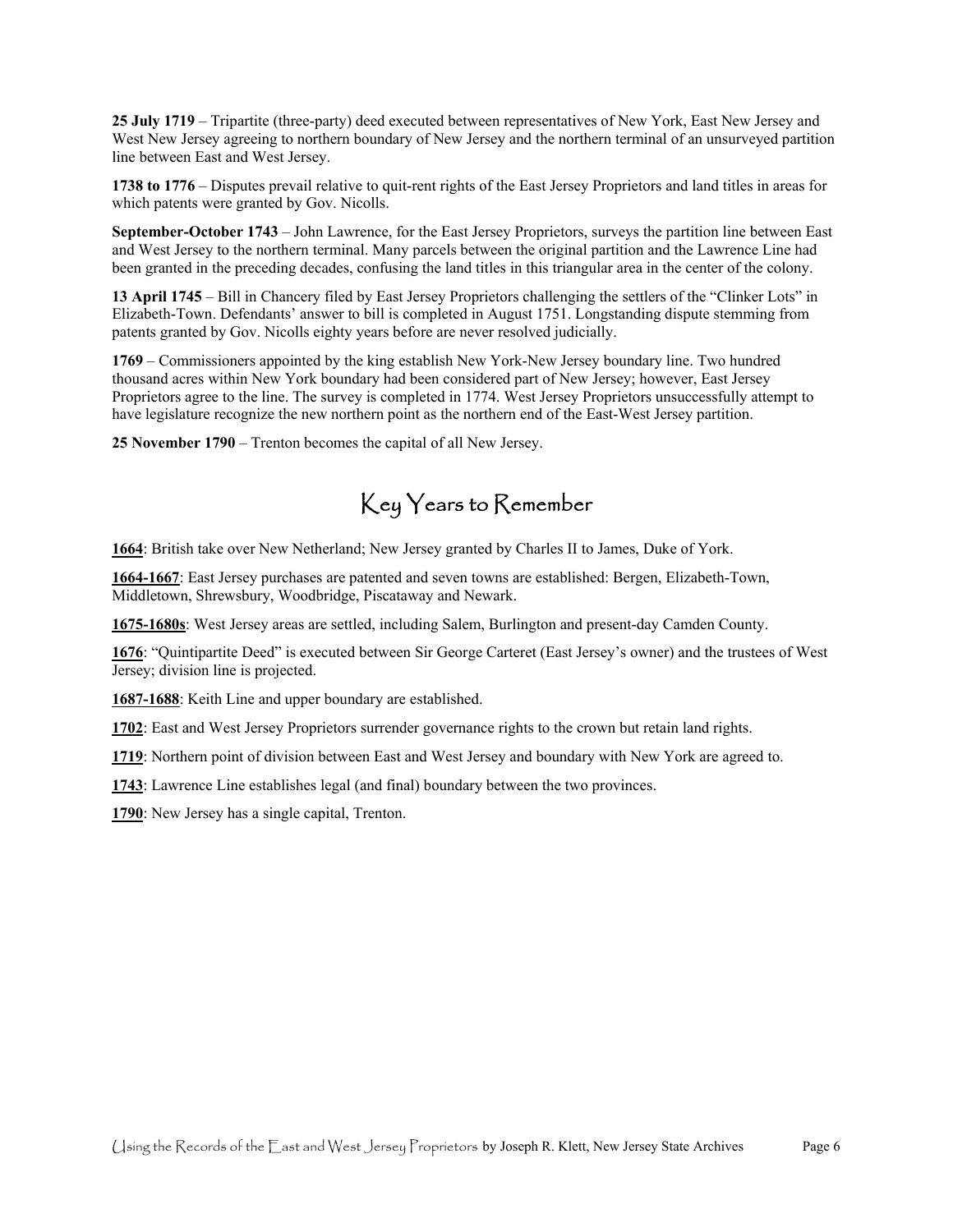**25 July 1719** – Tripartite (three-party) deed executed between representatives of New York, East New Jersey and West New Jersey agreeing to northern boundary of New Jersey and the northern terminal of an unsurveyed partition line between East and West Jersey.

**1738 to 1776** – Disputes prevail relative to quit-rent rights of the East Jersey Proprietors and land titles in areas for which patents were granted by Gov. Nicolls.

**September-October 1743** – John Lawrence, for the East Jersey Proprietors, surveys the partition line between East and West Jersey to the northern terminal. Many parcels between the original partition and the Lawrence Line had been granted in the preceding decades, confusing the land titles in this triangular area in the center of the colony.

**13 April 1745** – Bill in Chancery filed by East Jersey Proprietors challenging the settlers of the "Clinker Lots" in Elizabeth-Town. Defendants' answer to bill is completed in August 1751. Longstanding dispute stemming from patents granted by Gov. Nicolls eighty years before are never resolved judicially.

**1769** – Commissioners appointed by the king establish New York-New Jersey boundary line. Two hundred thousand acres within New York boundary had been considered part of New Jersey; however, East Jersey Proprietors agree to the line. The survey is completed in 1774. West Jersey Proprietors unsuccessfully attempt to have legislature recognize the new northern point as the northern end of the East-West Jersey partition.

**25 November 1790** – Trenton becomes the capital of all New Jersey.

## Key Years to Remember

**1664**: British take over New Netherland; New Jersey granted by Charles II to James, Duke of York.

**1664-1667**: East Jersey purchases are patented and seven towns are established: Bergen, Elizabeth-Town, Middletown, Shrewsbury, Woodbridge, Piscataway and Newark.

**1675-1680s**: West Jersey areas are settled, including Salem, Burlington and present-day Camden County.

**1676**: "Quintipartite Deed" is executed between Sir George Carteret (East Jersey's owner) and the trustees of West Jersey; division line is projected.

**1687-1688**: Keith Line and upper boundary are established.

**1702**: East and West Jersey Proprietors surrender governance rights to the crown but retain land rights.

**1719**: Northern point of division between East and West Jersey and boundary with New York are agreed to.

**1743**: Lawrence Line establishes legal (and final) boundary between the two provinces.

**1790**: New Jersey has a single capital, Trenton.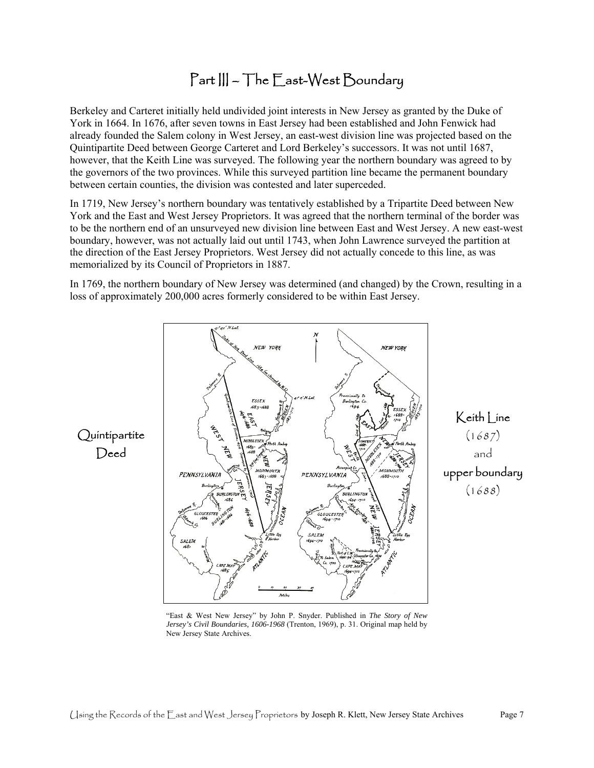# Part III – The East-West Boundary

Berkeley and Carteret initially held undivided joint interests in New Jersey as granted by the Duke of York in 1664. In 1676, after seven towns in East Jersey had been established and John Fenwick had already founded the Salem colony in West Jersey, an east-west division line was projected based on the Quintipartite Deed between George Carteret and Lord Berkeley's successors. It was not until 1687, however, that the Keith Line was surveyed. The following year the northern boundary was agreed to by the governors of the two provinces. While this surveyed partition line became the permanent boundary between certain counties, the division was contested and later superceded.

In 1719, New Jersey's northern boundary was tentatively established by a Tripartite Deed between New York and the East and West Jersey Proprietors. It was agreed that the northern terminal of the border was to be the northern end of an unsurveyed new division line between East and West Jersey. A new east-west boundary, however, was not actually laid out until 1743, when John Lawrence surveyed the partition at the direction of the East Jersey Proprietors. West Jersey did not actually concede to this line, as was memorialized by its Council of Proprietors in 1887.

In 1769, the northern boundary of New Jersey was determined (and changed) by the Crown, resulting in a loss of approximately 200,000 acres formerly considered to be within East Jersey.

Quintipartite Deed

Keith Line (1687) and upper boundary (1688)

"East & West New Jersey" by John P. Snyder. Published in *The Story of New Jersey's Civil Boundaries, 1606-1968* (Trenton, 1969), p. 31. Original map held by New Jersey State Archives.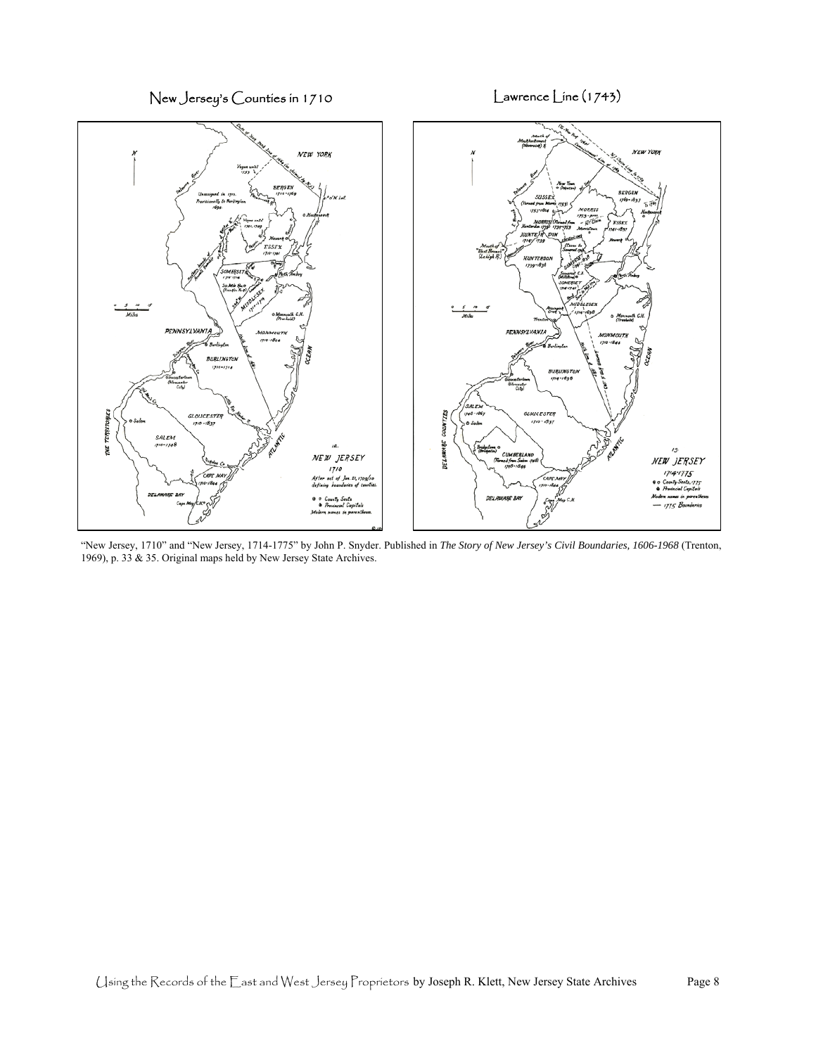New Jersey's Counties in 1710

Lawrence Line (1743)

"New Jersey, 1710" and "New Jersey, 1714-1775" by John P. Snyder. Published in ***The Story of New Jersey's Civil Boundaries, 1606-1968*** (Trenton, 1969), p. 33 & 35. Original maps held by New Jersey State Archives.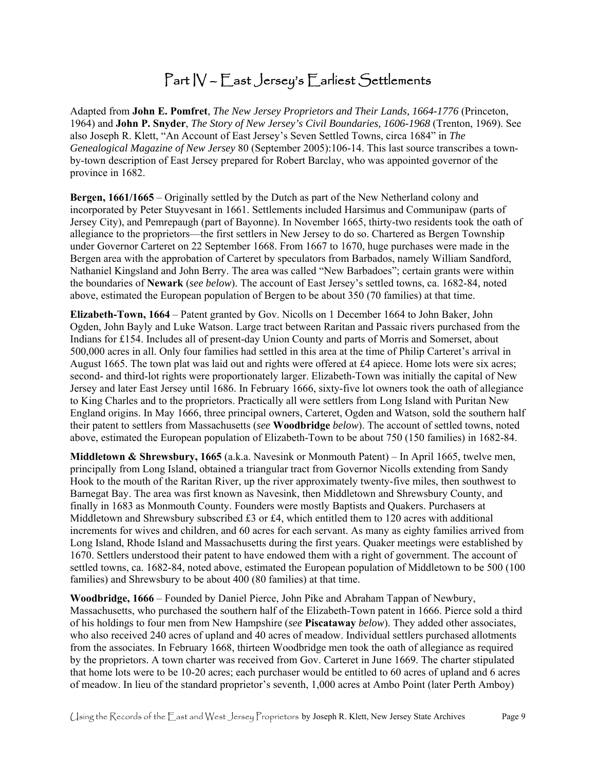# Part IV – East Jersey's Earliest Settlements

Adapted from **John E. Pomfret**, *The New Jersey Proprietors and Their Lands, 1664-1776* (Princeton, 1964) and **John P. Snyder**, *The Story of New Jersey's Civil Boundaries, 1606-1968* (Trenton, 1969). See also Joseph R. Klett, "An Account of East Jersey's Seven Settled Towns, circa 1684" in *The Genealogical Magazine of New Jersey* 80 (September 2005):106-14. This last source transcribes a town-by-town description of East Jersey prepared for Robert Barclay, who was appointed governor of the province in 1682.

**Bergen, 1661/1665** – Originally settled by the Dutch as part of the New Netherland colony and incorporated by Peter Stuyvesant in 1661. Settlements included Harsimus and Communipaw (parts of Jersey City), and Pemrepaugh (part of Bayonne). In November 1665, thirty-two residents took the oath of allegiance to the proprietors—the first settlers in New Jersey to do so. Chartered as Bergen Township under Governor Carteret on 22 September 1668. From 1667 to 1670, huge purchases were made in the Bergen area with the approbation of Carteret by speculators from Barbados, namely William Sandford, Nathaniel Kingsland and John Berry. The area was called "New Barbadoes"; certain grants were within the boundaries of **Newark** (*see below*). The account of East Jersey's settled towns, ca. 1682-84, noted above, estimated the European population of Bergen to be about 350 (70 families) at that time.

**Elizabeth-Town, 1664** – Patent granted by Gov. Nicolls on 1 December 1664 to John Baker, John Ogden, John Bayly and Luke Watson. Large tract between Raritan and Passaic rivers purchased from the Indians for £154. Includes all of present-day Union County and parts of Morris and Somerset, about 500,000 acres in all. Only four families had settled in this area at the time of Philip Carteret's arrival in August 1665. The town plat was laid out and rights were offered at £4 apiece. Home lots were six acres; second- and third-lot rights were proportionately larger. Elizabeth-Town was initially the capital of New Jersey and later East Jersey until 1686. In February 1666, sixty-five lot owners took the oath of allegiance to King Charles and to the proprietors. Practically all were settlers from Long Island with Puritan New England origins. In May 1666, three principal owners, Carteret, Ogden and Watson, sold the southern half their patent to settlers from Massachusetts (*see* **Woodbridge** *below*). The account of settled towns, noted above, estimated the European population of Elizabeth-Town to be about 750 (150 families) in 1682-84.

**Middletown & Shrewsbury, 1665** (a.k.a. Navesink or Monmouth Patent) – In April 1665, twelve men, principally from Long Island, obtained a triangular tract from Governor Nicolls extending from Sandy Hook to the mouth of the Raritan River, up the river approximately twenty-five miles, then southwest to Barnegat Bay. The area was first known as Navesink, then Middletown and Shrewsbury County, and finally in 1683 as Monmouth County. Founders were mostly Baptists and Quakers. Purchasers at Middletown and Shrewsbury subscribed £3 or £4, which entitled them to 120 acres with additional increments for wives and children, and 60 acres for each servant. As many as eighty families arrived from Long Island, Rhode Island and Massachusetts during the first years. Quaker meetings were established by 1670. Settlers understood their patent to have endowed them with a right of government. The account of settled towns, ca. 1682-84, noted above, estimated the European population of Middletown to be 500 (100 families) and Shrewsbury to be about 400 (80 families) at that time.

**Woodbridge, 1666** – Founded by Daniel Pierce, John Pike and Abraham Tappan of Newbury, Massachusetts, who purchased the southern half of the Elizabeth-Town patent in 1666. Pierce sold a third of his holdings to four men from New Hampshire (*see* **Piscataway** *below*). They added other associates, who also received 240 acres of upland and 40 acres of meadow. Individual settlers purchased allotments from the associates. In February 1668, thirteen Woodbridge men took the oath of allegiance as required by the proprietors. A town charter was received from Gov. Carteret in June 1669. The charter stipulated that home lots were to be 10-20 acres; each purchaser would be entitled to 60 acres of upland and 6 acres of meadow. In lieu of the standard proprietor's seventh, 1,000 acres at Ambo Point (later Perth Amboy)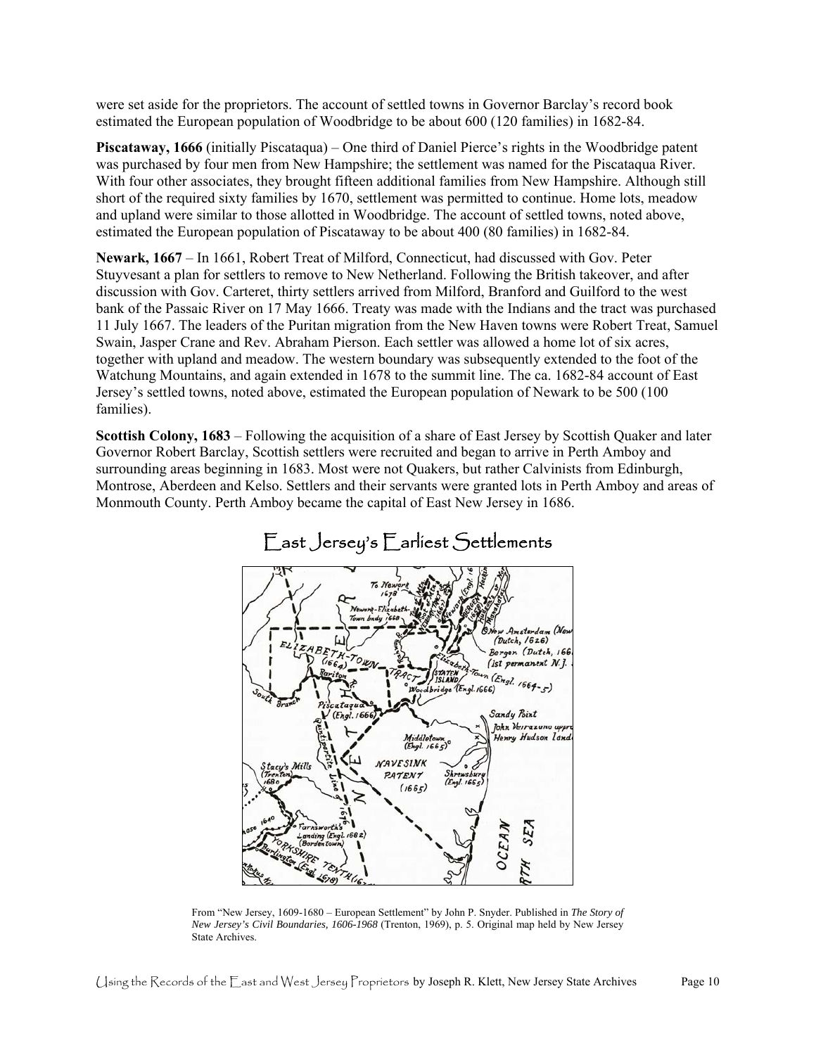were set aside for the proprietors. The account of settled towns in Governor Barclay's record book estimated the European population of Woodbridge to be about 600 (120 families) in 1682-84.

**Piscataway, 1666** (initially Piscataqua) – One third of Daniel Pierce's rights in the Woodbridge patent was purchased by four men from New Hampshire; the settlement was named for the Piscataqua River. With four other associates, they brought fifteen additional families from New Hampshire. Although still short of the required sixty families by 1670, settlement was permitted to continue. Home lots, meadow and upland were similar to those allotted in Woodbridge. The account of settled towns, noted above, estimated the European population of Piscataway to be about 400 (80 families) in 1682-84.

**Newark, 1667** – In 1661, Robert Treat of Milford, Connecticut, had discussed with Gov. Peter Stuyvesant a plan for settlers to remove to New Netherland. Following the British takeover, and after discussion with Gov. Carteret, thirty settlers arrived from Milford, Branford and Guilford to the west bank of the Passaic River on 17 May 1666. Treaty was made with the Indians and the tract was purchased 11 July 1667. The leaders of the Puritan migration from the New Haven towns were Robert Treat, Samuel Swain, Jasper Crane and Rev. Abraham Pierson. Each settler was allowed a home lot of six acres, together with upland and meadow. The western boundary was subsequently extended to the foot of the Watchung Mountains, and again extended in 1678 to the summit line. The ca. 1682-84 account of East Jersey's settled towns, noted above, estimated the European population of Newark to be 500 (100 families).

**Scottish Colony, 1683** – Following the acquisition of a share of East Jersey by Scottish Quaker and later Governor Robert Barclay, Scottish settlers were recruited and began to arrive in Perth Amboy and surrounding areas beginning in 1683. Most were not Quakers, but rather Calvinists from Edinburgh, Montrose, Aberdeen and Kelso. Settlers and their servants were granted lots in Perth Amboy and areas of Monmouth County. Perth Amboy became the capital of East New Jersey in 1686.

## East Jersey's Earliest Settlements

From "New Jersey, 1609-1680 – European Settlement" by John P. Snyder. Published in *The Story of New Jersey's Civil Boundaries, 1606-1968* (Trenton, 1969), p. 5. Original map held by New Jersey State Archives.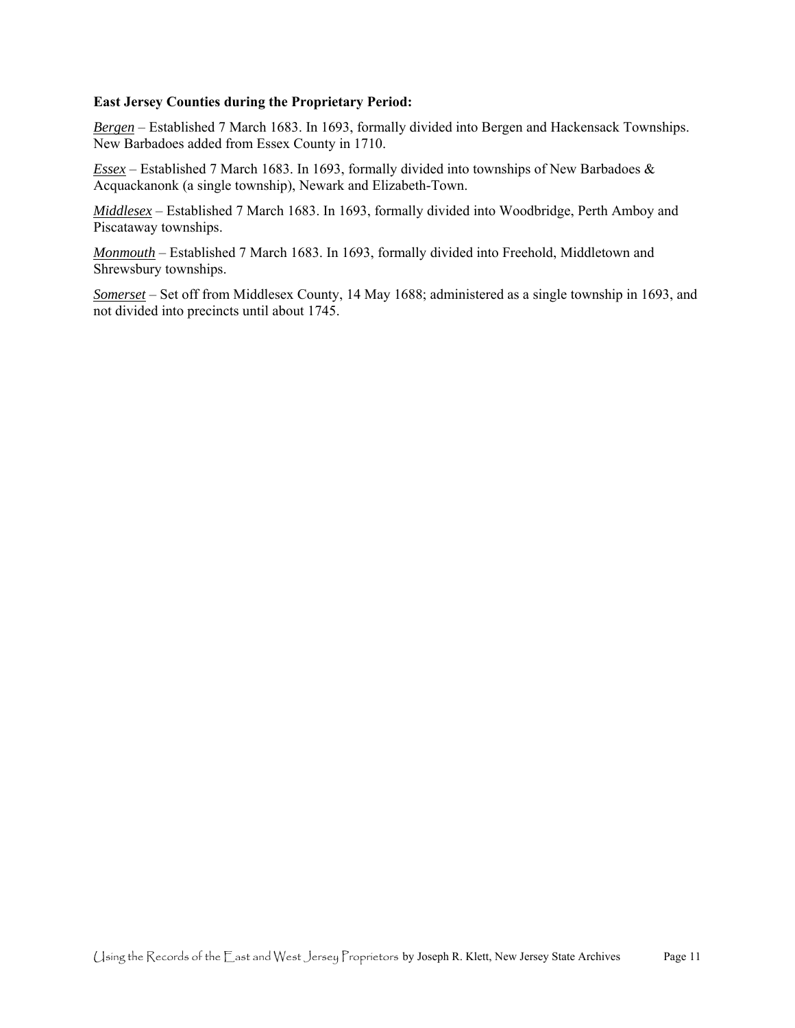**East Jersey Counties during the Proprietary Period:**

***Bergen*** – Established 7 March 1683. In 1693, formally divided into Bergen and Hackensack Townships. New Barbadoes added from Essex County in 1710.

***Essex*** – Established 7 March 1683. In 1693, formally divided into townships of New Barbadoes & Acquackanonk (a single township), Newark and Elizabeth-Town.

***Middlesex*** – Established 7 March 1683. In 1693, formally divided into Woodbridge, Perth Amboy and Piscataway townships.

***Monmouth*** – Established 7 March 1683. In 1693, formally divided into Freehold, Middletown and Shrewsbury townships.

***Somerset*** – Set off from Middlesex County, 14 May 1688; administered as a single township in 1693, and not divided into precincts until about 1745.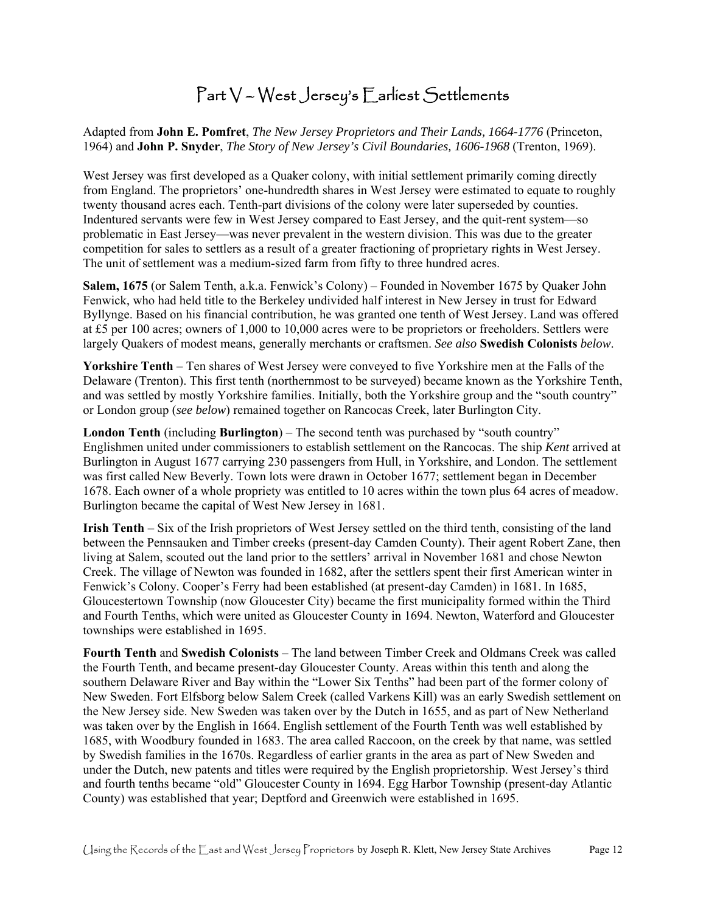# Part V – West Jersey's Earliest Settlements

Adapted from **John E. Pomfret**, *The New Jersey Proprietors and Their Lands, 1664-1776* (Princeton, 1964) and **John P. Snyder**, *The Story of New Jersey's Civil Boundaries, 1606-1968* (Trenton, 1969).

West Jersey was first developed as a Quaker colony, with initial settlement primarily coming directly from England. The proprietors' one-hundredth shares in West Jersey were estimated to equate to roughly twenty thousand acres each. Tenth-part divisions of the colony were later superseded by counties. Indentured servants were few in West Jersey compared to East Jersey, and the quit-rent system—so problematic in East Jersey—was never prevalent in the western division. This was due to the greater competition for sales to settlers as a result of a greater fractioning of proprietary rights in West Jersey. The unit of settlement was a medium-sized farm from fifty to three hundred acres.

**Salem, 1675** (or Salem Tenth, a.k.a. Fenwick's Colony) – Founded in November 1675 by Quaker John Fenwick, who had held title to the Berkeley undivided half interest in New Jersey in trust for Edward Byllynge. Based on his financial contribution, he was granted one tenth of West Jersey. Land was offered at £5 per 100 acres; owners of 1,000 to 10,000 acres were to be proprietors or freeholders. Settlers were largely Quakers of modest means, generally merchants or craftsmen. *See also* **Swedish Colonists** *below*.

**Yorkshire Tenth** – Ten shares of West Jersey were conveyed to five Yorkshire men at the Falls of the Delaware (Trenton). This first tenth (northernmost to be surveyed) became known as the Yorkshire Tenth, and was settled by mostly Yorkshire families. Initially, both the Yorkshire group and the "south country" or London group (*see below*) remained together on Rancocas Creek, later Burlington City.

**London Tenth** (including **Burlington**) – The second tenth was purchased by "south country" Englishmen united under commissioners to establish settlement on the Rancocas. The ship *Kent* arrived at Burlington in August 1677 carrying 230 passengers from Hull, in Yorkshire, and London. The settlement was first called New Beverly. Town lots were drawn in October 1677; settlement began in December 1678. Each owner of a whole propriety was entitled to 10 acres within the town plus 64 acres of meadow. Burlington became the capital of West New Jersey in 1681.

**Irish Tenth** – Six of the Irish proprietors of West Jersey settled on the third tenth, consisting of the land between the Pennsauken and Timber creeks (present-day Camden County). Their agent Robert Zane, then living at Salem, scouted out the land prior to the settlers' arrival in November 1681 and chose Newton Creek. The village of Newton was founded in 1682, after the settlers spent their first American winter in Fenwick's Colony. Cooper's Ferry had been established (at present-day Camden) in 1681. In 1685, Gloucestertown Township (now Gloucester City) became the first municipality formed within the Third and Fourth Tenths, which were united as Gloucester County in 1694. Newton, Waterford and Gloucester townships were established in 1695.

**Fourth Tenth** and **Swedish Colonists** – The land between Timber Creek and Oldmans Creek was called the Fourth Tenth, and became present-day Gloucester County. Areas within this tenth and along the southern Delaware River and Bay within the "Lower Six Tenths" had been part of the former colony of New Sweden. Fort Elfsborg below Salem Creek (called Varkens Kill) was an early Swedish settlement on the New Jersey side. New Sweden was taken over by the Dutch in 1655, and as part of New Netherland was taken over by the English in 1664. English settlement of the Fourth Tenth was well established by 1685, with Woodbury founded in 1683. The area called Raccoon, on the creek by that name, was settled by Swedish families in the 1670s. Regardless of earlier grants in the area as part of New Sweden and under the Dutch, new patents and titles were required by the English proprietorship. West Jersey's third and fourth tenths became "old" Gloucester County in 1694. Egg Harbor Township (present-day Atlantic County) was established that year; Deptford and Greenwich were established in 1695.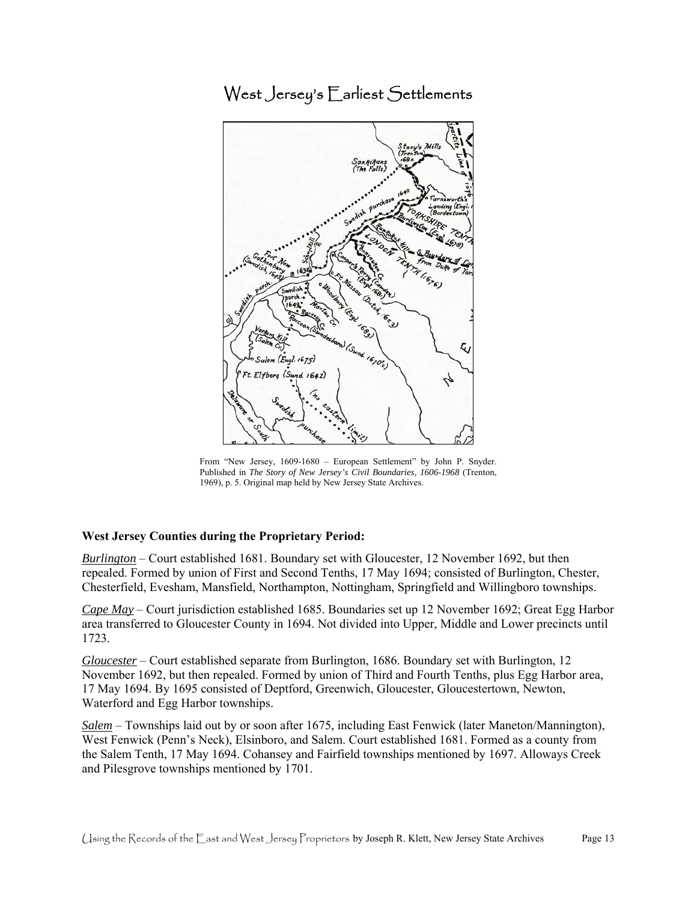# West Jersey's Earliest Settlements

From "New Jersey, 1609-1680 – European Settlement" by John P. Snyder. Published in *The Story of New Jersey's Civil Boundaries, 1606-1968* (Trenton, 1969), p. 5. Original map held by New Jersey State Archives.

**West Jersey Counties during the Proprietary Period:**

***Burlington*** – Court established 1681. Boundary set with Gloucester, 12 November 1692, but then repealed. Formed by union of First and Second Tenths, 17 May 1694; consisted of Burlington, Chester, Chesterfield, Evesham, Mansfield, Northampton, Nottingham, Springfield and Willingboro townships.

***Cape May*** – Court jurisdiction established 1685. Boundaries set up 12 November 1692; Great Egg Harbor area transferred to Gloucester County in 1694. Not divided into Upper, Middle and Lower precincts until 1723.

***Gloucester*** – Court established separate from Burlington, 1686. Boundary set with Burlington, 12 November 1692, but then repealed. Formed by union of Third and Fourth Tenths, plus Egg Harbor area, 17 May 1694. By 1695 consisted of Deptford, Greenwich, Gloucester, Gloucestertown, Newton, Waterford and Egg Harbor townships.

***Salem*** – Townships laid out by or soon after 1675, including East Fenwick (later Maneton/Mannington), West Fenwick (Penn's Neck), Elsinboro, and Salem. Court established 1681. Formed as a county from the Salem Tenth, 17 May 1694. Cohansey and Fairfield townships mentioned by 1697. Alloways Creek and Pilesgrove townships mentioned by 1701.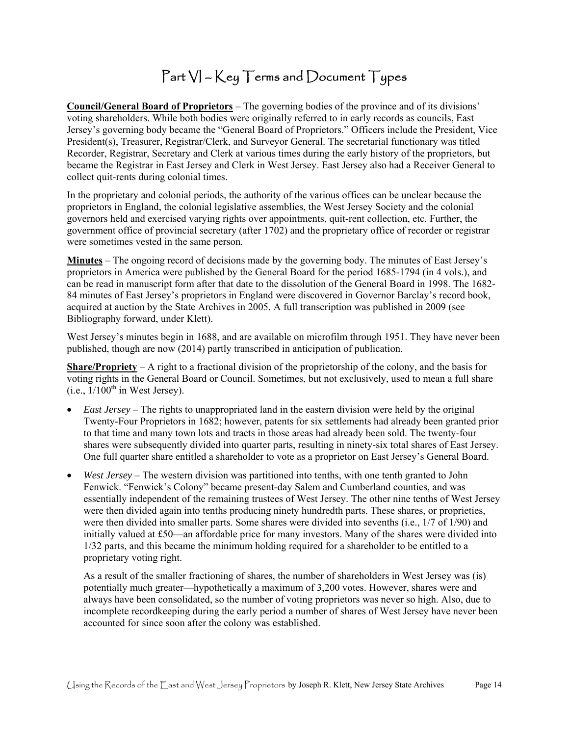# Part VI – Key Terms and Document Types

**Council/General Board of Proprietors** – The governing bodies of the province and of its divisions' voting shareholders. While both bodies were originally referred to in early records as councils, East Jersey's governing body became the "General Board of Proprietors." Officers include the President, Vice President(s), Treasurer, Registrar/Clerk, and Surveyor General. The secretarial functionary was titled Recorder, Registrar, Secretary and Clerk at various times during the early history of the proprietors, but became the Registrar in East Jersey and Clerk in West Jersey. East Jersey also had a Receiver General to collect quit-rents during colonial times.

In the proprietary and colonial periods, the authority of the various offices can be unclear because the proprietors in England, the colonial legislative assemblies, the West Jersey Society and the colonial governors held and exercised varying rights over appointments, quit-rent collection, etc. Further, the government office of provincial secretary (after 1702) and the proprietary office of recorder or registrar were sometimes vested in the same person.

**Minutes** – The ongoing record of decisions made by the governing body. The minutes of East Jersey's proprietors in America were published by the General Board for the period 1685-1794 (in 4 vols.), and can be read in manuscript form after that date to the dissolution of the General Board in 1998. The 1682-84 minutes of East Jersey's proprietors in England were discovered in Governor Barclay's record book, acquired at auction by the State Archives in 2005. A full transcription was published in 2009 (see Bibliography forward, under Klett).

West Jersey's minutes begin in 1688, and are available on microfilm through 1951. They have never been published, though are now (2014) partly transcribed in anticipation of publication.

**Share/Propriety** – A right to a fractional division of the proprietorship of the colony, and the basis for voting rights in the General Board or Council. Sometimes, but not exclusively, used to mean a full share (i.e., 1/100th in West Jersey).

- *East Jersey* – The rights to unappropriated land in the eastern division were held by the original Twenty-Four Proprietors in 1682; however, patents for six settlements had already been granted prior to that time and many town lots and tracts in those areas had already been sold. The twenty-four shares were subsequently divided into quarter parts, resulting in ninety-six total shares of East Jersey. One full quarter share entitled a shareholder to vote as a proprietor on East Jersey's General Board.
- *West Jersey* – The western division was partitioned into tenths, with one tenth granted to John Fenwick. "Fenwick's Colony" became present-day Salem and Cumberland counties, and was essentially independent of the remaining trustees of West Jersey. The other nine tenths of West Jersey were then divided again into tenths producing ninety hundredth parts. These shares, or proprieties, were then divided into smaller parts. Some shares were divided into sevenths (i.e., 1/7 of 1/90) and initially valued at £50—an affordable price for many investors. Many of the shares were divided into 1/32 parts, and this became the minimum holding required for a shareholder to be entitled to a proprietary voting right.

  As a result of the smaller fractioning of shares, the number of shareholders in West Jersey was (is) potentially much greater—hypothetically a maximum of 3,200 votes. However, shares were and always have been consolidated, so the number of voting proprietors was never so high. Also, due to incomplete recordkeeping during the early period a number of shares of West Jersey have never been accounted for since soon after the colony was established.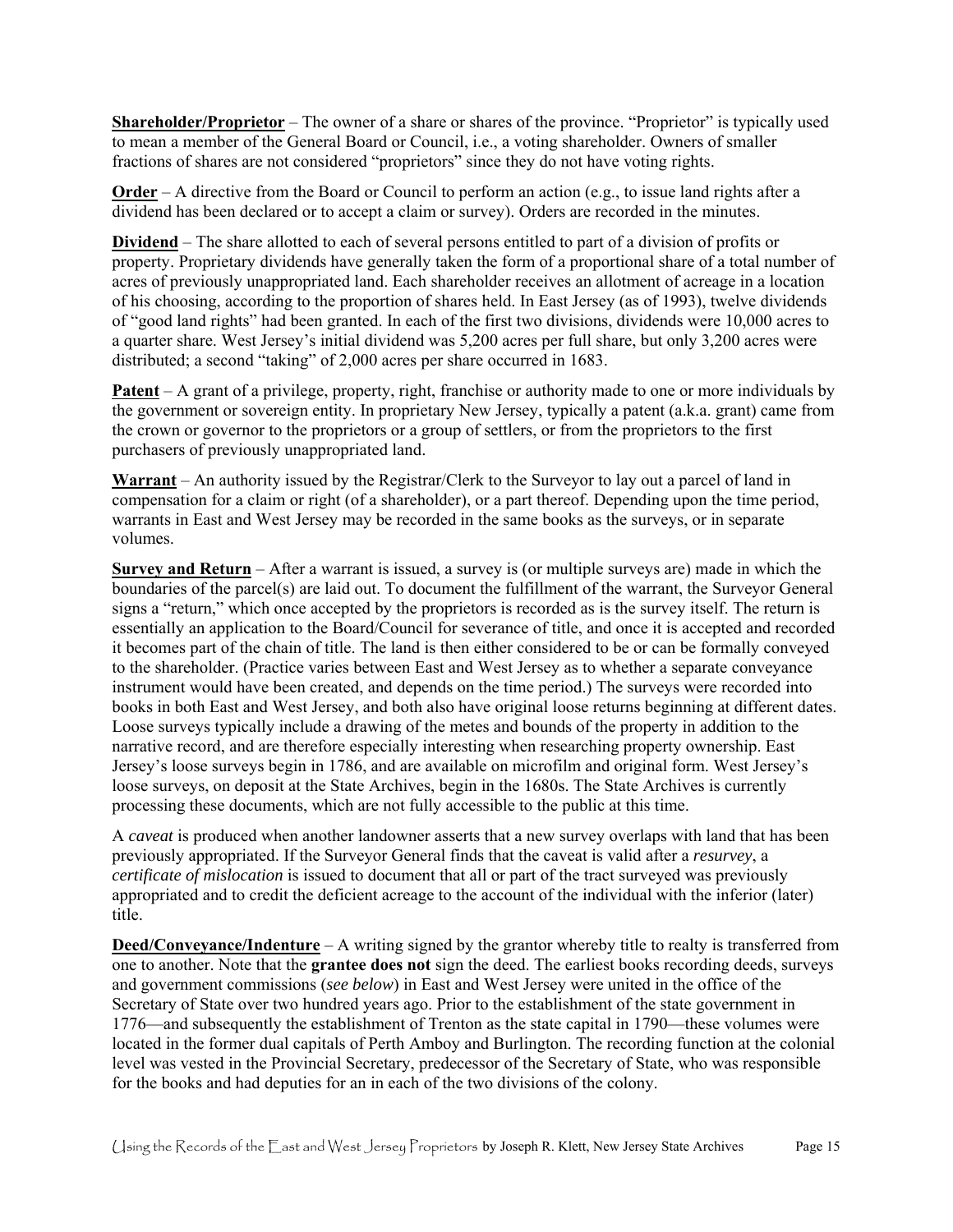**Shareholder/Proprietor** – The owner of a share or shares of the province. "Proprietor" is typically used to mean a member of the General Board or Council, i.e., a voting shareholder. Owners of smaller fractions of shares are not considered "proprietors" since they do not have voting rights.

**Order** – A directive from the Board or Council to perform an action (e.g., to issue land rights after a dividend has been declared or to accept a claim or survey). Orders are recorded in the minutes.

**Dividend** – The share allotted to each of several persons entitled to part of a division of profits or property. Proprietary dividends have generally taken the form of a proportional share of a total number of acres of previously unappropriated land. Each shareholder receives an allotment of acreage in a location of his choosing, according to the proportion of shares held. In East Jersey (as of 1993), twelve dividends of "good land rights" had been granted. In each of the first two divisions, dividends were 10,000 acres to a quarter share. West Jersey's initial dividend was 5,200 acres per full share, but only 3,200 acres were distributed; a second "taking" of 2,000 acres per share occurred in 1683.

**Patent** – A grant of a privilege, property, right, franchise or authority made to one or more individuals by the government or sovereign entity. In proprietary New Jersey, typically a patent (a.k.a. grant) came from the crown or governor to the proprietors or a group of settlers, or from the proprietors to the first purchasers of previously unappropriated land.

**Warrant** – An authority issued by the Registrar/Clerk to the Surveyor to lay out a parcel of land in compensation for a claim or right (of a shareholder), or a part thereof. Depending upon the time period, warrants in East and West Jersey may be recorded in the same books as the surveys, or in separate volumes.

**Survey and Return** – After a warrant is issued, a survey is (or multiple surveys are) made in which the boundaries of the parcel(s) are laid out. To document the fulfillment of the warrant, the Surveyor General signs a "return," which once accepted by the proprietors is recorded as is the survey itself. The return is essentially an application to the Board/Council for severance of title, and once it is accepted and recorded it becomes part of the chain of title. The land is then either considered to be or can be formally conveyed to the shareholder. (Practice varies between East and West Jersey as to whether a separate conveyance instrument would have been created, and depends on the time period.) The surveys were recorded into books in both East and West Jersey, and both also have original loose returns beginning at different dates. Loose surveys typically include a drawing of the metes and bounds of the property in addition to the narrative record, and are therefore especially interesting when researching property ownership. East Jersey's loose surveys begin in 1786, and are available on microfilm and original form. West Jersey's loose surveys, on deposit at the State Archives, begin in the 1680s. The State Archives is currently processing these documents, which are not fully accessible to the public at this time.

A *caveat* is produced when another landowner asserts that a new survey overlaps with land that has been previously appropriated. If the Surveyor General finds that the caveat is valid after a *resurvey*, a *certificate of mislocation* is issued to document that all or part of the tract surveyed was previously appropriated and to credit the deficient acreage to the account of the individual with the inferior (later) title.

**Deed/Conveyance/Indenture** – A writing signed by the grantor whereby title to realty is transferred from one to another. Note that the **grantee does not** sign the deed. The earliest books recording deeds, surveys and government commissions (*see below*) in East and West Jersey were united in the office of the Secretary of State over two hundred years ago. Prior to the establishment of the state government in 1776—and subsequently the establishment of Trenton as the state capital in 1790—these volumes were located in the former dual capitals of Perth Amboy and Burlington. The recording function at the colonial level was vested in the Provincial Secretary, predecessor of the Secretary of State, who was responsible for the books and had deputies for an in each of the two divisions of the colony.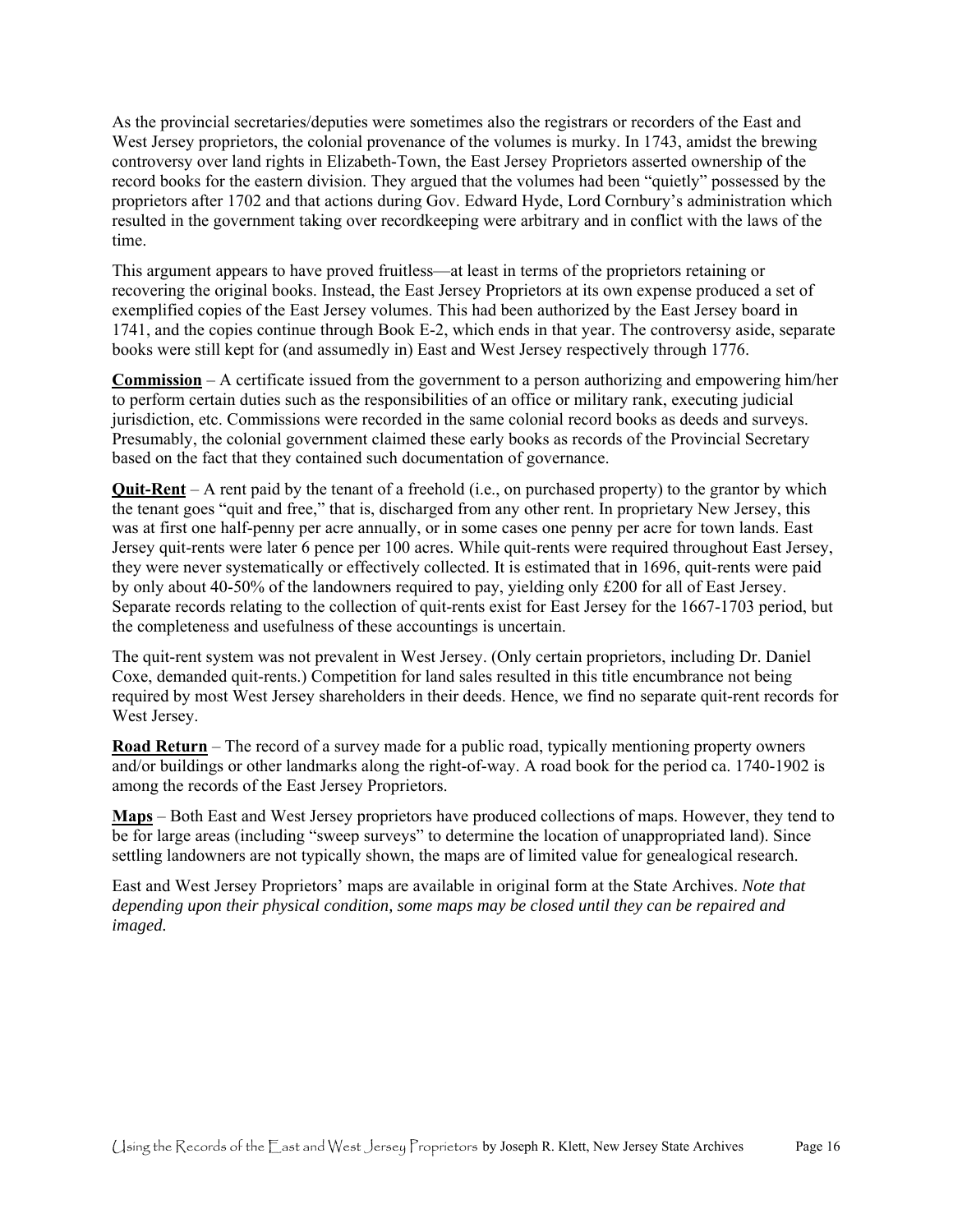As the provincial secretaries/deputies were sometimes also the registrars or recorders of the East and West Jersey proprietors, the colonial provenance of the volumes is murky. In 1743, amidst the brewing controversy over land rights in Elizabeth-Town, the East Jersey Proprietors asserted ownership of the record books for the eastern division. They argued that the volumes had been "quietly" possessed by the proprietors after 1702 and that actions during Gov. Edward Hyde, Lord Cornbury's administration which resulted in the government taking over recordkeeping were arbitrary and in conflict with the laws of the time.

This argument appears to have proved fruitless—at least in terms of the proprietors retaining or recovering the original books. Instead, the East Jersey Proprietors at its own expense produced a set of exemplified copies of the East Jersey volumes. This had been authorized by the East Jersey board in 1741, and the copies continue through Book E-2, which ends in that year. The controversy aside, separate books were still kept for (and assumedly in) East and West Jersey respectively through 1776.

**Commission** – A certificate issued from the government to a person authorizing and empowering him/her to perform certain duties such as the responsibilities of an office or military rank, executing judicial jurisdiction, etc. Commissions were recorded in the same colonial record books as deeds and surveys. Presumably, the colonial government claimed these early books as records of the Provincial Secretary based on the fact that they contained such documentation of governance.

**Quit-Rent** – A rent paid by the tenant of a freehold (i.e., on purchased property) to the grantor by which the tenant goes "quit and free," that is, discharged from any other rent. In proprietary New Jersey, this was at first one half-penny per acre annually, or in some cases one penny per acre for town lands. East Jersey quit-rents were later 6 pence per 100 acres. While quit-rents were required throughout East Jersey, they were never systematically or effectively collected. It is estimated that in 1696, quit-rents were paid by only about 40-50% of the landowners required to pay, yielding only £200 for all of East Jersey. Separate records relating to the collection of quit-rents exist for East Jersey for the 1667-1703 period, but the completeness and usefulness of these accountings is uncertain.

The quit-rent system was not prevalent in West Jersey. (Only certain proprietors, including Dr. Daniel Coxe, demanded quit-rents.) Competition for land sales resulted in this title encumbrance not being required by most West Jersey shareholders in their deeds. Hence, we find no separate quit-rent records for West Jersey.

**Road Return** – The record of a survey made for a public road, typically mentioning property owners and/or buildings or other landmarks along the right-of-way. A road book for the period ca. 1740-1902 is among the records of the East Jersey Proprietors.

**Maps** – Both East and West Jersey proprietors have produced collections of maps. However, they tend to be for large areas (including "sweep surveys" to determine the location of unappropriated land). Since settling landowners are not typically shown, the maps are of limited value for genealogical research.

East and West Jersey Proprietors' maps are available in original form at the State Archives. *Note that depending upon their physical condition, some maps may be closed until they can be repaired and imaged.*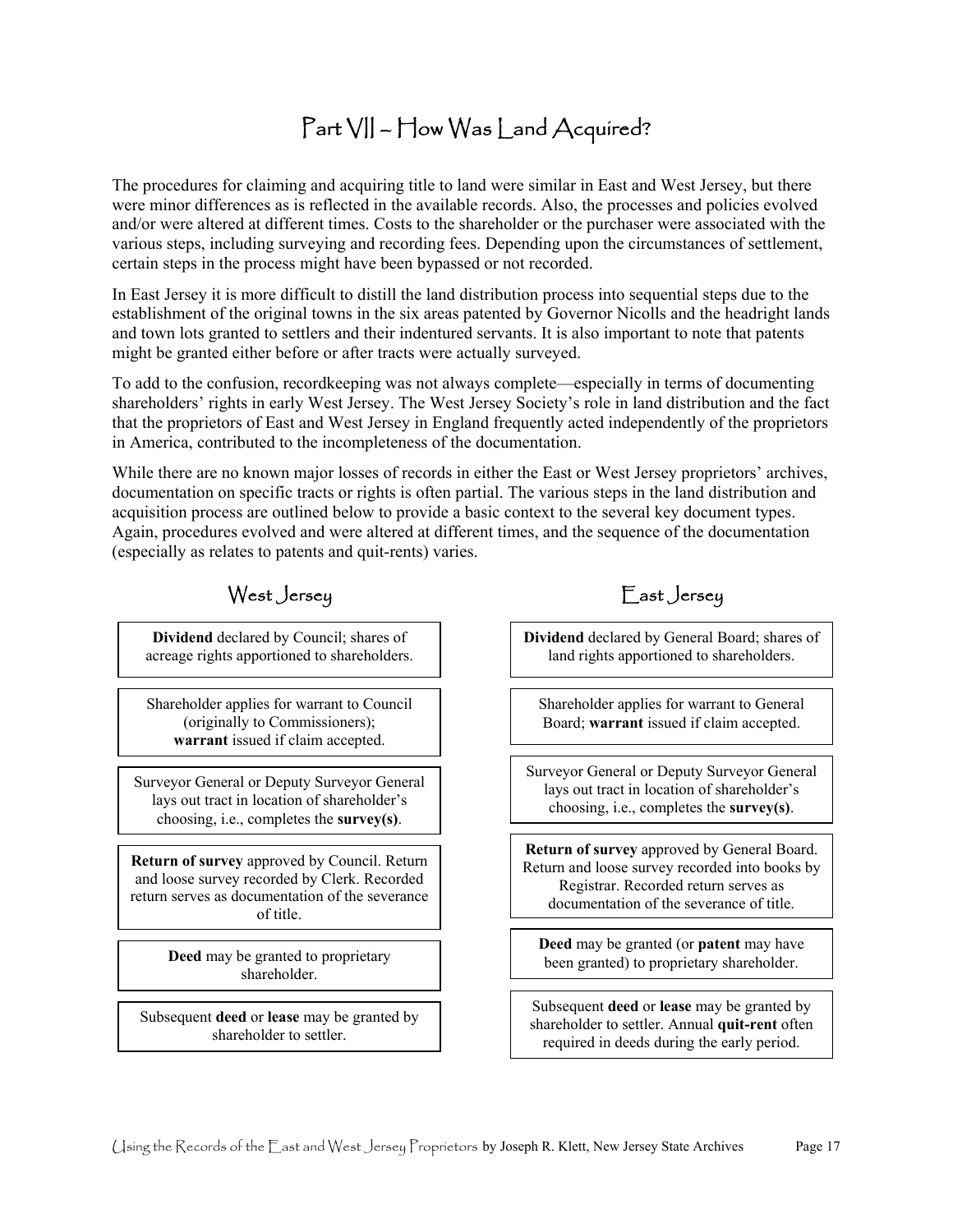# Part VII – How Was Land Acquired?

The procedures for claiming and acquiring title to land were similar in East and West Jersey, but there were minor differences as is reflected in the available records. Also, the processes and policies evolved and/or were altered at different times. Costs to the shareholder or the purchaser were associated with the various steps, including surveying and recording fees. Depending upon the circumstances of settlement, certain steps in the process might have been bypassed or not recorded.

In East Jersey it is more difficult to distill the land distribution process into sequential steps due to the establishment of the original towns in the six areas patented by Governor Nicolls and the headright lands and town lots granted to settlers and their indentured servants. It is also important to note that patents might be granted either before or after tracts were actually surveyed.

To add to the confusion, recordkeeping was not always complete—especially in terms of documenting shareholders' rights in early West Jersey. The West Jersey Society's role in land distribution and the fact that the proprietors of East and West Jersey in England frequently acted independently of the proprietors in America, contributed to the incompleteness of the documentation.

While there are no known major losses of records in either the East or West Jersey proprietors' archives, documentation on specific tracts or rights is often partial. The various steps in the land distribution and acquisition process are outlined below to provide a basic context to the several key document types. Again, procedures evolved and were altered at different times, and the sequence of the documentation (especially as relates to patents and quit-rents) varies.

| West Jersey | East Jersey |
|---|---|
| **Dividend** declared by Council; shares of acreage rights apportioned to shareholders. | **Dividend** declared by General Board; shares of land rights apportioned to shareholders. |
| Shareholder applies for warrant to Council (originally to Commissioners); **warrant** issued if claim accepted. | Shareholder applies for warrant to General Board; **warrant** issued if claim accepted. |
| Surveyor General or Deputy Surveyor General lays out tract in location of shareholder's choosing, i.e., completes the **survey(s)**. | Surveyor General or Deputy Surveyor General lays out tract in location of shareholder's choosing, i.e., completes the **survey(s)**. |
| **Return of survey** approved by Council. Return and loose survey recorded by Clerk. Recorded return serves as documentation of the severance of title. | **Return of survey** approved by General Board. Return and loose survey recorded into books by Registrar. Recorded return serves as documentation of the severance of title. |
| **Deed** may be granted to proprietary shareholder. | **Deed** may be granted (or **patent** may have been granted) to proprietary shareholder. |
| Subsequent **deed** or **lease** may be granted by shareholder to settler. | Subsequent **deed** or **lease** may be granted by shareholder to settler. Annual **quit-rent** often required in deeds during the early period. |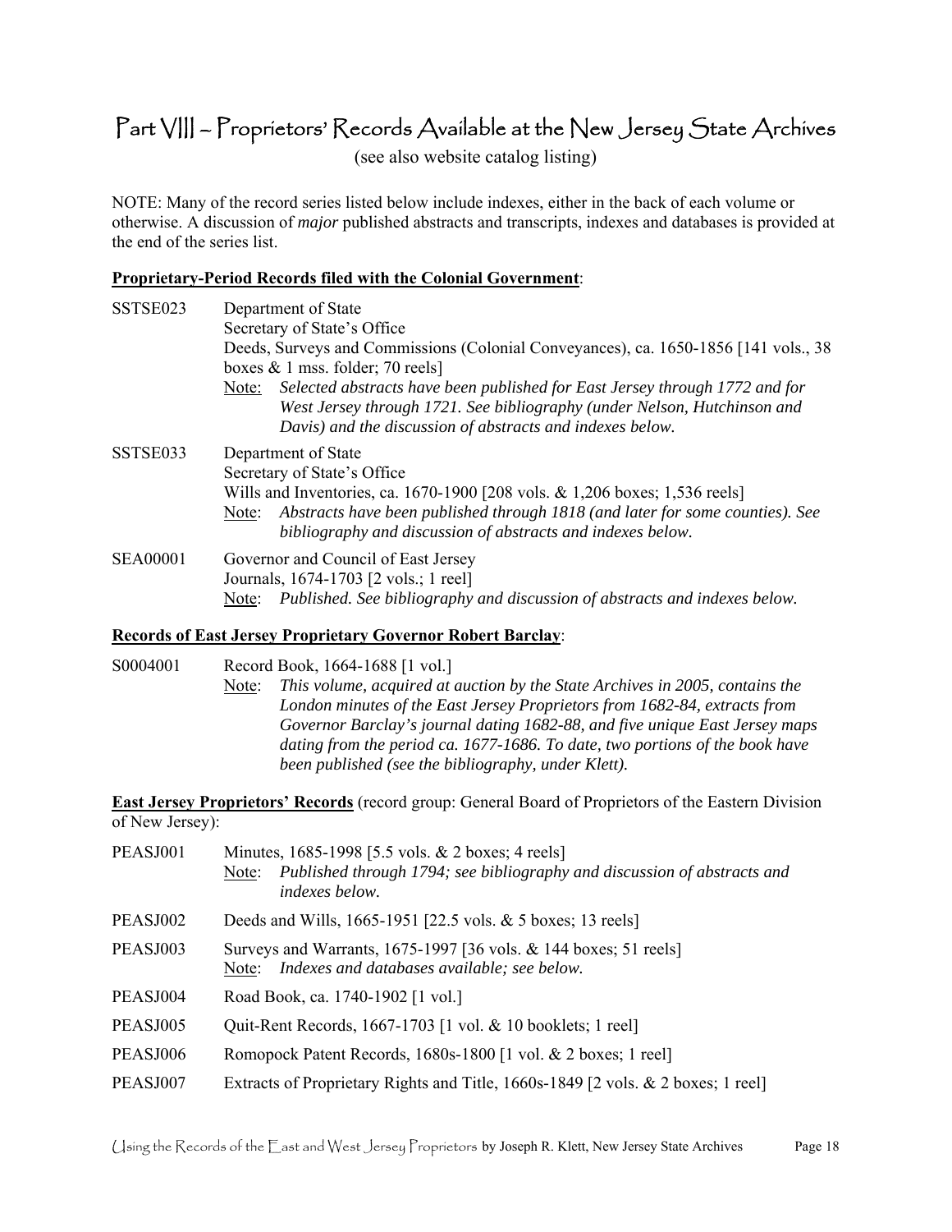## Part VIII – Proprietors' Records Available at the New Jersey State Archives

(see also website catalog listing)

NOTE: Many of the record series listed below include indexes, either in the back of each volume or otherwise. A discussion of *major* published abstracts and transcripts, indexes and databases is provided at the end of the series list.

**Proprietary-Period Records filed with the Colonial Government**:

SSTSE023 — Department of State
Secretary of State's Office
Deeds, Surveys and Commissions (Colonial Conveyances), ca. 1650-1856 [141 vols., 38 boxes & 1 mss. folder; 70 reels]
Note: *Selected abstracts have been published for East Jersey through 1772 and for West Jersey through 1721. See bibliography (under Nelson, Hutchinson and Davis) and the discussion of abstracts and indexes below.*

SSTSE033 — Department of State
Secretary of State's Office
Wills and Inventories, ca. 1670-1900 [208 vols. & 1,206 boxes; 1,536 reels]
Note: *Abstracts have been published through 1818 (and later for some counties). See bibliography and discussion of abstracts and indexes below.*

SEA00001 — Governor and Council of East Jersey
Journals, 1674-1703 [2 vols.; 1 reel]
Note: *Published. See bibliography and discussion of abstracts and indexes below.*

**Records of East Jersey Proprietary Governor Robert Barclay**:

S0004001 — Record Book, 1664-1688 [1 vol.]
Note: *This volume, acquired at auction by the State Archives in 2005, contains the London minutes of the East Jersey Proprietors from 1682-84, extracts from Governor Barclay's journal dating 1682-88, and five unique East Jersey maps dating from the period ca. 1677-1686. To date, two portions of the book have been published (see the bibliography, under Klett).*

**East Jersey Proprietors' Records** (record group: General Board of Proprietors of the Eastern Division of New Jersey):

PEASJ001 — Minutes, 1685-1998 [5.5 vols. & 2 boxes; 4 reels]
Note: *Published through 1794; see bibliography and discussion of abstracts and indexes below.*

PEASJ002 — Deeds and Wills, 1665-1951 [22.5 vols. & 5 boxes; 13 reels]

PEASJ003 — Surveys and Warrants, 1675-1997 [36 vols. & 144 boxes; 51 reels]
Note: *Indexes and databases available; see below.*

PEASJ004 — Road Book, ca. 1740-1902 [1 vol.]

PEASJ005 — Quit-Rent Records, 1667-1703 [1 vol. & 10 booklets; 1 reel]

PEASJ006 — Romopock Patent Records, 1680s-1800 [1 vol. & 2 boxes; 1 reel]

PEASJ007 — Extracts of Proprietary Rights and Title, 1660s-1849 [2 vols. & 2 boxes; 1 reel]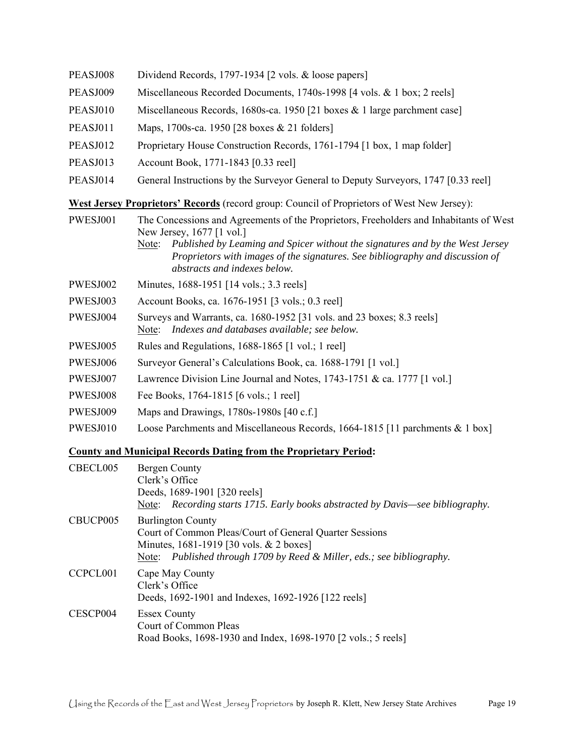PEASJ008 Dividend Records, 1797-1934 [2 vols. & loose papers]

PEASJ009 Miscellaneous Recorded Documents, 1740s-1998 [4 vols. & 1 box; 2 reels]

PEASJ010 Miscellaneous Records, 1680s-ca. 1950 [21 boxes & 1 large parchment case]

PEASJ011 Maps, 1700s-ca. 1950 [28 boxes & 21 folders]

PEASJ012 Proprietary House Construction Records, 1761-1794 [1 box, 1 map folder]

PEASJ013 Account Book, 1771-1843 [0.33 reel]

PEASJ014 General Instructions by the Surveyor General to Deputy Surveyors, 1747 [0.33 reel]

**West Jersey Proprietors' Records** (record group: Council of Proprietors of West New Jersey):

PWESJ001 The Concessions and Agreements of the Proprietors, Freeholders and Inhabitants of West New Jersey, 1677 [1 vol.]
Note: *Published by Leaming and Spicer without the signatures and by the West Jersey Proprietors with images of the signatures. See bibliography and discussion of abstracts and indexes below.*

PWESJ002 Minutes, 1688-1951 [14 vols.; 3.3 reels]

PWESJ003 Account Books, ca. 1676-1951 [3 vols.; 0.3 reel]

PWESJ004 Surveys and Warrants, ca. 1680-1952 [31 vols. and 23 boxes; 8.3 reels]
Note: *Indexes and databases available; see below.*

PWESJ005 Rules and Regulations, 1688-1865 [1 vol.; 1 reel]

PWESJ006 Surveyor General's Calculations Book, ca. 1688-1791 [1 vol.]

PWESJ007 Lawrence Division Line Journal and Notes, 1743-1751 & ca. 1777 [1 vol.]

PWESJ008 Fee Books, 1764-1815 [6 vols.; 1 reel]

PWESJ009 Maps and Drawings, 1780s-1980s [40 c.f.]

PWESJ010 Loose Parchments and Miscellaneous Records, 1664-1815 [11 parchments & 1 box]

**County and Municipal Records Dating from the Proprietary Period:**

CBECL005 Bergen County
Clerk's Office
Deeds, 1689-1901 [320 reels]
Note: *Recording starts 1715. Early books abstracted by Davis—see bibliography.*

CBUCP005 Burlington County
Court of Common Pleas/Court of General Quarter Sessions
Minutes, 1681-1919 [30 vols. & 2 boxes]
Note: *Published through 1709 by Reed & Miller, eds.; see bibliography.*

CCPCL001 Cape May County
Clerk's Office
Deeds, 1692-1901 and Indexes, 1692-1926 [122 reels]

CESCP004 Essex County
Court of Common Pleas
Road Books, 1698-1930 and Index, 1698-1970 [2 vols.; 5 reels]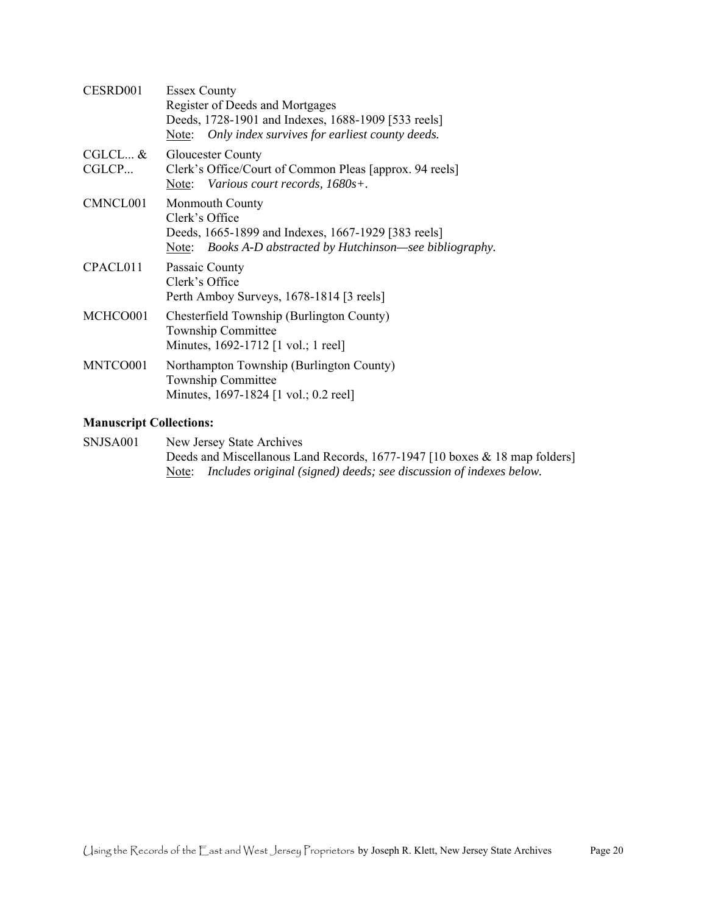| | |
|---|---|
| CESRD001 | Essex County<br>Register of Deeds and Mortgages<br>Deeds, 1728-1901 and Indexes, 1688-1909 [533 reels]<br>Note: *Only index survives for earliest county deeds.* |
| CGLCL... & CGLCP... | Gloucester County<br>Clerk's Office/Court of Common Pleas [approx. 94 reels]<br>Note: *Various court records, 1680s+.* |
| CMNCL001 | Monmouth County<br>Clerk's Office<br>Deeds, 1665-1899 and Indexes, 1667-1929 [383 reels]<br>Note: *Books A-D abstracted by Hutchinson—see bibliography.* |
| CPACL011 | Passaic County<br>Clerk's Office<br>Perth Amboy Surveys, 1678-1814 [3 reels] |
| MCHCO001 | Chesterfield Township (Burlington County)<br>Township Committee<br>Minutes, 1692-1712 [1 vol.; 1 reel] |
| MNTCO001 | Northampton Township (Burlington County)<br>Township Committee<br>Minutes, 1697-1824 [1 vol.; 0.2 reel] |

**Manuscript Collections:**

| | |
|---|---|
| SNJSA001 | New Jersey State Archives<br>Deeds and Miscellanous Land Records, 1677-1947 [10 boxes & 18 map folders]<br>Note: *Includes original (signed) deeds; see discussion of indexes below.* |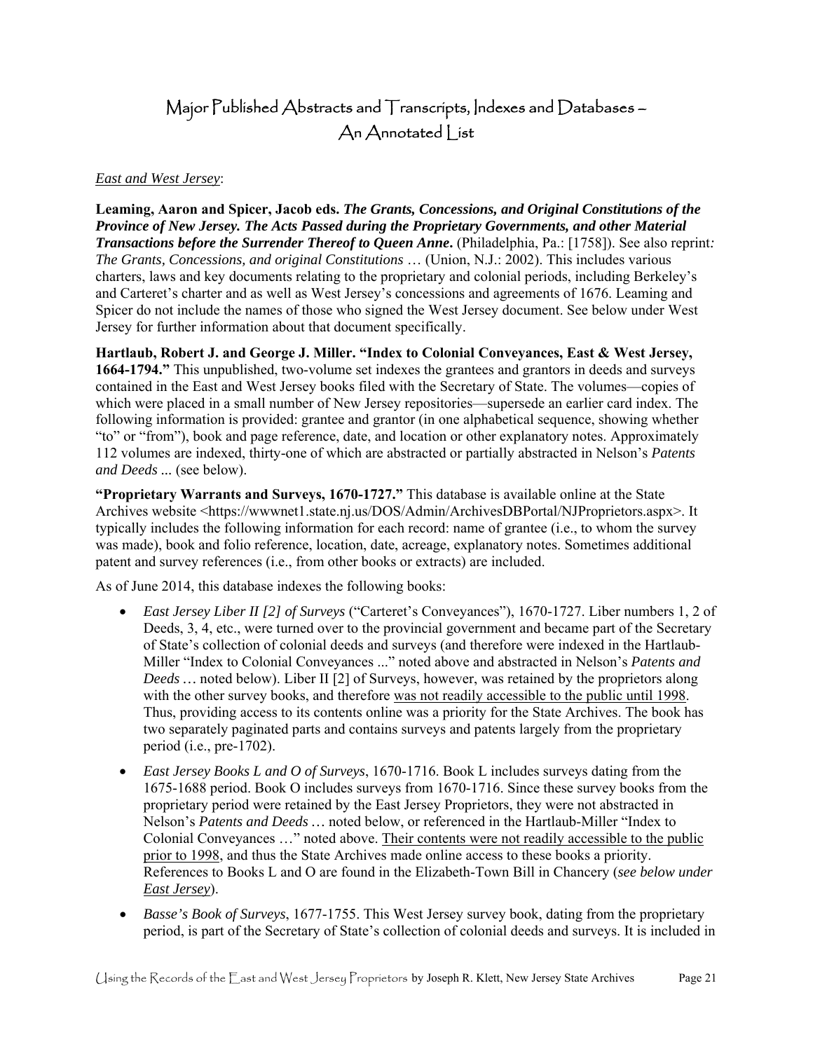# Major Published Abstracts and Transcripts, Indexes and Databases – An Annotated List

*East and West Jersey*:

**Leaming, Aaron and Spicer, Jacob eds. *The Grants, Concessions, and Original Constitutions of the Province of New Jersey. The Acts Passed during the Proprietary Governments, and other Material Transactions before the Surrender Thereof to Queen Anne*.** (Philadelphia, Pa.: [1758]). See also reprint*: The Grants, Concessions, and original Constitutions* … (Union, N.J.: 2002). This includes various charters, laws and key documents relating to the proprietary and colonial periods, including Berkeley's and Carteret's charter and as well as West Jersey's concessions and agreements of 1676. Leaming and Spicer do not include the names of those who signed the West Jersey document. See below under West Jersey for further information about that document specifically.

**Hartlaub, Robert J. and George J. Miller. "Index to Colonial Conveyances, East & West Jersey, 1664-1794."** This unpublished, two-volume set indexes the grantees and grantors in deeds and surveys contained in the East and West Jersey books filed with the Secretary of State. The volumes—copies of which were placed in a small number of New Jersey repositories—supersede an earlier card index. The following information is provided: grantee and grantor (in one alphabetical sequence, showing whether "to" or "from"), book and page reference, date, and location or other explanatory notes. Approximately 112 volumes are indexed, thirty-one of which are abstracted or partially abstracted in Nelson's *Patents and Deeds* ... (see below).

**"Proprietary Warrants and Surveys, 1670-1727."** This database is available online at the State Archives website <https://wwwnet1.state.nj.us/DOS/Admin/ArchivesDBPortal/NJProprietors.aspx>. It typically includes the following information for each record: name of grantee (i.e., to whom the survey was made), book and folio reference, location, date, acreage, explanatory notes. Sometimes additional patent and survey references (i.e., from other books or extracts) are included.

As of June 2014, this database indexes the following books:

- *East Jersey Liber II [2] of Surveys* ("Carteret's Conveyances"), 1670-1727. Liber numbers 1, 2 of Deeds, 3, 4, etc., were turned over to the provincial government and became part of the Secretary of State's collection of colonial deeds and surveys (and therefore were indexed in the Hartlaub-Miller "Index to Colonial Conveyances ..." noted above and abstracted in Nelson's *Patents and Deeds …* noted below). Liber II [2] of Surveys, however, was retained by the proprietors along with the other survey books, and therefore <u>was not readily accessible to the public until 1998</u>. Thus, providing access to its contents online was a priority for the State Archives. The book has two separately paginated parts and contains surveys and patents largely from the proprietary period (i.e., pre-1702).
- *East Jersey Books L and O of Surveys*, 1670-1716. Book L includes surveys dating from the 1675-1688 period. Book O includes surveys from 1670-1716. Since these survey books from the proprietary period were retained by the East Jersey Proprietors, they were not abstracted in Nelson's *Patents and Deeds …* noted below, or referenced in the Hartlaub-Miller "Index to Colonial Conveyances …" noted above. <u>Their contents were not readily accessible to the public prior to 1998</u>, and thus the State Archives made online access to these books a priority. References to Books L and O are found in the Elizabeth-Town Bill in Chancery (*see below under <u>East Jersey</u>*).
- *Basse's Book of Surveys*, 1677-1755. This West Jersey survey book, dating from the proprietary period, is part of the Secretary of State's collection of colonial deeds and surveys. It is included in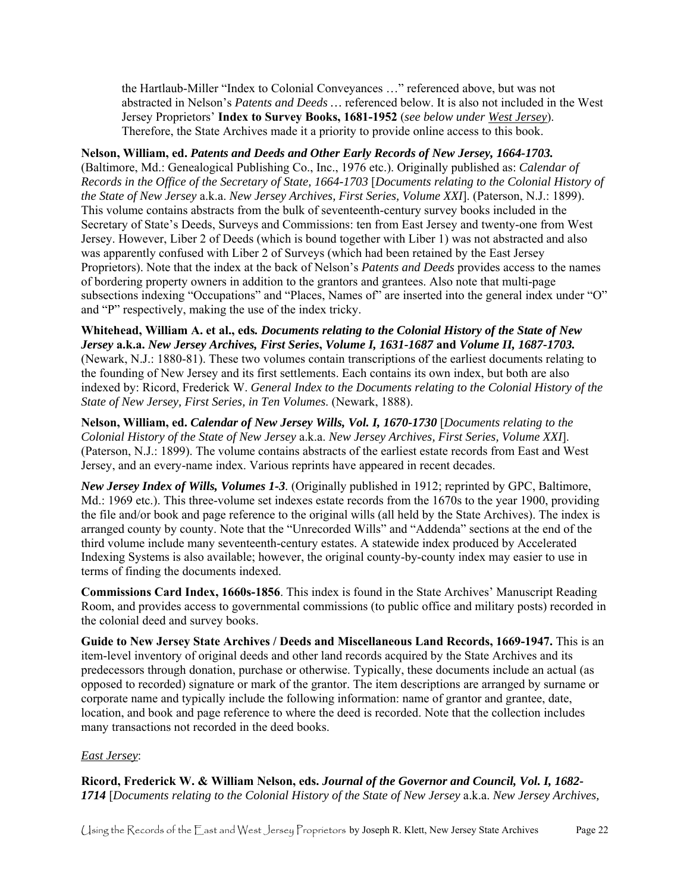the Hartlaub-Miller "Index to Colonial Conveyances …" referenced above, but was not abstracted in Nelson's *Patents and Deeds …* referenced below. It is also not included in the West Jersey Proprietors' **Index to Survey Books, 1681-1952** (*see below under West Jersey*). Therefore, the State Archives made it a priority to provide online access to this book.

**Nelson, William, ed. *Patents and Deeds and Other Early Records of New Jersey, 1664-1703.*** (Baltimore, Md.: Genealogical Publishing Co., Inc., 1976 etc.). Originally published as: *Calendar of Records in the Office of the Secretary of State, 1664-1703* [*Documents relating to the Colonial History of the State of New Jersey* a.k.a. *New Jersey Archives, First Series, Volume XXI*]. (Paterson, N.J.: 1899). This volume contains abstracts from the bulk of seventeenth-century survey books included in the Secretary of State's Deeds, Surveys and Commissions: ten from East Jersey and twenty-one from West Jersey. However, Liber 2 of Deeds (which is bound together with Liber 1) was not abstracted and also was apparently confused with Liber 2 of Surveys (which had been retained by the East Jersey Proprietors). Note that the index at the back of Nelson's *Patents and Deeds* provides access to the names of bordering property owners in addition to the grantors and grantees. Also note that multi-page subsections indexing "Occupations" and "Places, Names of" are inserted into the general index under "O" and "P" respectively, making the use of the index tricky.

**Whitehead, William A. et al., eds. *Documents relating to the Colonial History of the State of New Jersey* a.k.a. *New Jersey Archives, First Series*, *Volume I, 1631-1687* and *Volume II, 1687-1703.*** (Newark, N.J.: 1880-81). These two volumes contain transcriptions of the earliest documents relating to the founding of New Jersey and its first settlements. Each contains its own index, but both are also indexed by: Ricord, Frederick W. *General Index to the Documents relating to the Colonial History of the State of New Jersey, First Series, in Ten Volumes.* (Newark, 1888).

**Nelson, William, ed. *Calendar of New Jersey Wills, Vol. I, 1670-1730*** [*Documents relating to the Colonial History of the State of New Jersey* a.k.a. *New Jersey Archives, First Series, Volume XXI*]. (Paterson, N.J.: 1899). The volume contains abstracts of the earliest estate records from East and West Jersey, and an every-name index. Various reprints have appeared in recent decades.

***New Jersey Index of Wills, Volumes 1-3***. (Originally published in 1912; reprinted by GPC, Baltimore, Md.: 1969 etc.). This three-volume set indexes estate records from the 1670s to the year 1900, providing the file and/or book and page reference to the original wills (all held by the State Archives). The index is arranged county by county. Note that the "Unrecorded Wills" and "Addenda" sections at the end of the third volume include many seventeenth-century estates. A statewide index produced by Accelerated Indexing Systems is also available; however, the original county-by-county index may easier to use in terms of finding the documents indexed.

**Commissions Card Index, 1660s-1856**. This index is found in the State Archives' Manuscript Reading Room, and provides access to governmental commissions (to public office and military posts) recorded in the colonial deed and survey books.

**Guide to New Jersey State Archives / Deeds and Miscellaneous Land Records, 1669-1947.** This is an item-level inventory of original deeds and other land records acquired by the State Archives and its predecessors through donation, purchase or otherwise. Typically, these documents include an actual (as opposed to recorded) signature or mark of the grantor. The item descriptions are arranged by surname or corporate name and typically include the following information: name of grantor and grantee, date, location, and book and page reference to where the deed is recorded. Note that the collection includes many transactions not recorded in the deed books.

*East Jersey*:

**Ricord, Frederick W. & William Nelson, eds. *Journal of the Governor and Council, Vol. I, 1682-1714*** [*Documents relating to the Colonial History of the State of New Jersey* a.k.a. *New Jersey Archives,*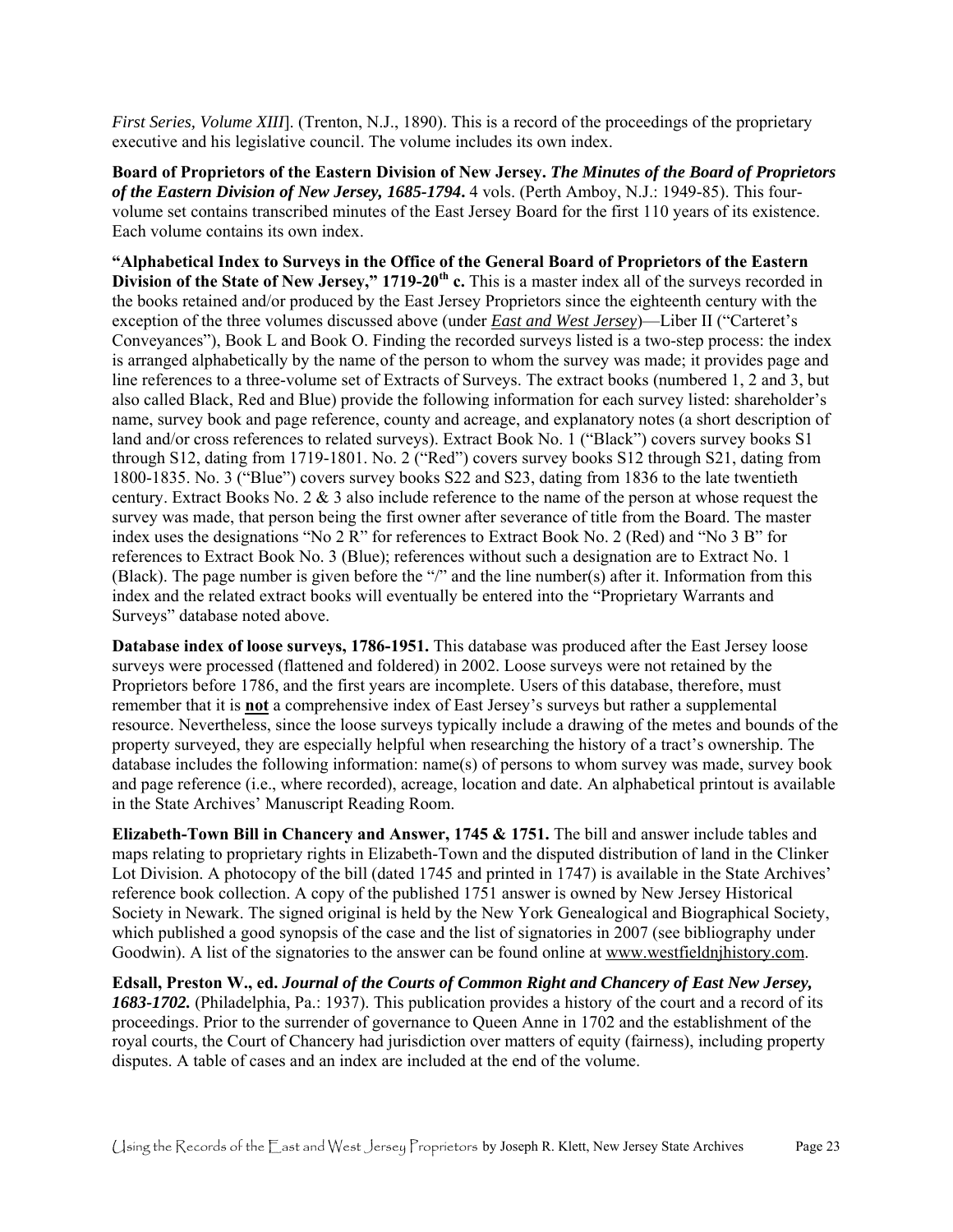*First Series, Volume XIII*]. (Trenton, N.J., 1890). This is a record of the proceedings of the proprietary executive and his legislative council. The volume includes its own index.

**Board of Proprietors of the Eastern Division of New Jersey. *The Minutes of the Board of Proprietors of the Eastern Division of New Jersey, 1685-1794*.** 4 vols. (Perth Amboy, N.J.: 1949-85). This four-volume set contains transcribed minutes of the East Jersey Board for the first 110 years of its existence. Each volume contains its own index.

**"Alphabetical Index to Surveys in the Office of the General Board of Proprietors of the Eastern Division of the State of New Jersey," 1719-20th c.** This is a master index all of the surveys recorded in the books retained and/or produced by the East Jersey Proprietors since the eighteenth century with the exception of the three volumes discussed above (under *East and West Jersey*)—Liber II ("Carteret's Conveyances"), Book L and Book O. Finding the recorded surveys listed is a two-step process: the index is arranged alphabetically by the name of the person to whom the survey was made; it provides page and line references to a three-volume set of Extracts of Surveys. The extract books (numbered 1, 2 and 3, but also called Black, Red and Blue) provide the following information for each survey listed: shareholder's name, survey book and page reference, county and acreage, and explanatory notes (a short description of land and/or cross references to related surveys). Extract Book No. 1 ("Black") covers survey books S1 through S12, dating from 1719-1801. No. 2 ("Red") covers survey books S12 through S21, dating from 1800-1835. No. 3 ("Blue") covers survey books S22 and S23, dating from 1836 to the late twentieth century. Extract Books No. 2 & 3 also include reference to the name of the person at whose request the survey was made, that person being the first owner after severance of title from the Board. The master index uses the designations "No 2 R" for references to Extract Book No. 2 (Red) and "No 3 B" for references to Extract Book No. 3 (Blue); references without such a designation are to Extract No. 1 (Black). The page number is given before the "/" and the line number(s) after it. Information from this index and the related extract books will eventually be entered into the "Proprietary Warrants and Surveys" database noted above.

**Database index of loose surveys, 1786-1951.** This database was produced after the East Jersey loose surveys were processed (flattened and foldered) in 2002. Loose surveys were not retained by the Proprietors before 1786, and the first years are incomplete. Users of this database, therefore, must remember that it is **not** a comprehensive index of East Jersey's surveys but rather a supplemental resource. Nevertheless, since the loose surveys typically include a drawing of the metes and bounds of the property surveyed, they are especially helpful when researching the history of a tract's ownership. The database includes the following information: name(s) of persons to whom survey was made, survey book and page reference (i.e., where recorded), acreage, location and date. An alphabetical printout is available in the State Archives' Manuscript Reading Room.

**Elizabeth-Town Bill in Chancery and Answer, 1745 & 1751.** The bill and answer include tables and maps relating to proprietary rights in Elizabeth-Town and the disputed distribution of land in the Clinker Lot Division. A photocopy of the bill (dated 1745 and printed in 1747) is available in the State Archives' reference book collection. A copy of the published 1751 answer is owned by New Jersey Historical Society in Newark. The signed original is held by the New York Genealogical and Biographical Society, which published a good synopsis of the case and the list of signatories in 2007 (see bibliography under Goodwin). A list of the signatories to the answer can be found online at www.westfieldnjhistory.com.

**Edsall, Preston W., ed. *Journal of the Courts of Common Right and Chancery of East New Jersey, 1683-1702.*** (Philadelphia, Pa.: 1937). This publication provides a history of the court and a record of its proceedings. Prior to the surrender of governance to Queen Anne in 1702 and the establishment of the royal courts, the Court of Chancery had jurisdiction over matters of equity (fairness), including property disputes. A table of cases and an index are included at the end of the volume.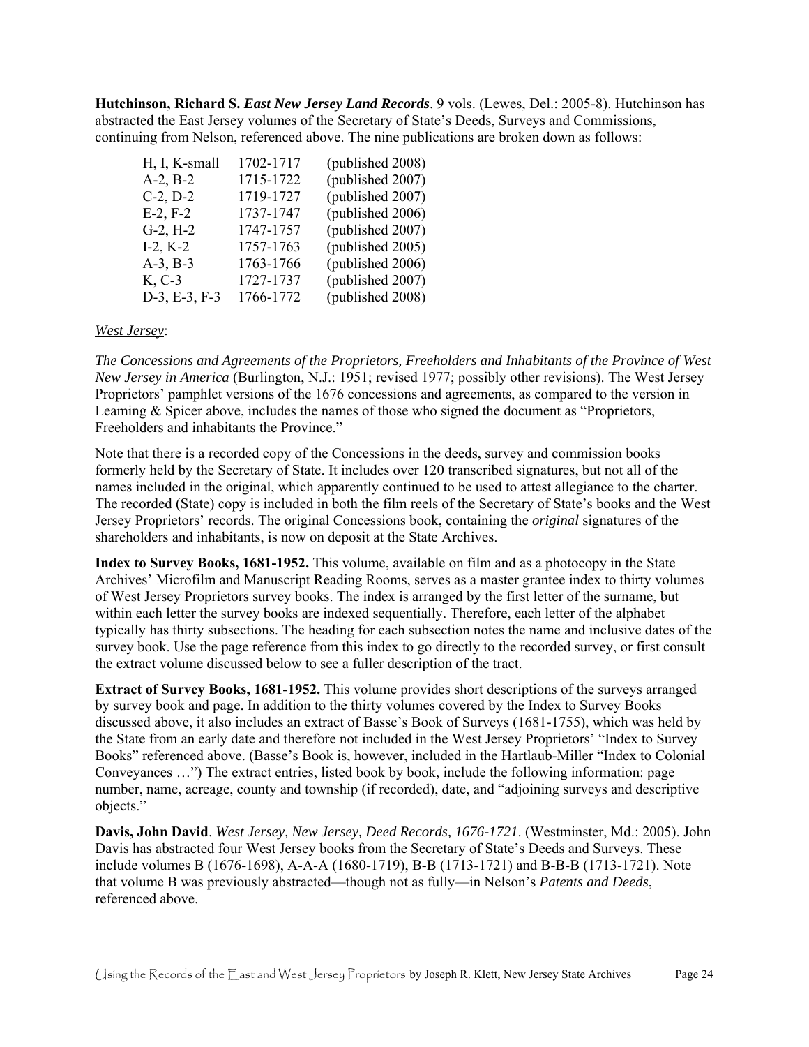**Hutchinson, Richard S.** ***East New Jersey Land Records***. 9 vols. (Lewes, Del.: 2005-8). Hutchinson has abstracted the East Jersey volumes of the Secretary of State's Deeds, Surveys and Commissions, continuing from Nelson, referenced above. The nine publications are broken down as follows:

| | | |
|---|---|---|
| H, I, K-small | 1702-1717 | (published 2008) |
| A-2, B-2 | 1715-1722 | (published 2007) |
| C-2, D-2 | 1719-1727 | (published 2007) |
| E-2, F-2 | 1737-1747 | (published 2006) |
| G-2, H-2 | 1747-1757 | (published 2007) |
| I-2, K-2 | 1757-1763 | (published 2005) |
| A-3, B-3 | 1763-1766 | (published 2006) |
| K, C-3 | 1727-1737 | (published 2007) |
| D-3, E-3, F-3 | 1766-1772 | (published 2008) |

*West Jersey*:

*The Concessions and Agreements of the Proprietors, Freeholders and Inhabitants of the Province of West New Jersey in America* (Burlington, N.J.: 1951; revised 1977; possibly other revisions). The West Jersey Proprietors' pamphlet versions of the 1676 concessions and agreements, as compared to the version in Leaming & Spicer above, includes the names of those who signed the document as "Proprietors, Freeholders and inhabitants the Province."

Note that there is a recorded copy of the Concessions in the deeds, survey and commission books formerly held by the Secretary of State. It includes over 120 transcribed signatures, but not all of the names included in the original, which apparently continued to be used to attest allegiance to the charter. The recorded (State) copy is included in both the film reels of the Secretary of State's books and the West Jersey Proprietors' records. The original Concessions book, containing the *original* signatures of the shareholders and inhabitants, is now on deposit at the State Archives.

**Index to Survey Books, 1681-1952.** This volume, available on film and as a photocopy in the State Archives' Microfilm and Manuscript Reading Rooms, serves as a master grantee index to thirty volumes of West Jersey Proprietors survey books. The index is arranged by the first letter of the surname, but within each letter the survey books are indexed sequentially. Therefore, each letter of the alphabet typically has thirty subsections. The heading for each subsection notes the name and inclusive dates of the survey book. Use the page reference from this index to go directly to the recorded survey, or first consult the extract volume discussed below to see a fuller description of the tract.

**Extract of Survey Books, 1681-1952.** This volume provides short descriptions of the surveys arranged by survey book and page. In addition to the thirty volumes covered by the Index to Survey Books discussed above, it also includes an extract of Basse's Book of Surveys (1681-1755), which was held by the State from an early date and therefore not included in the West Jersey Proprietors' "Index to Survey Books" referenced above. (Basse's Book is, however, included in the Hartlaub-Miller "Index to Colonial Conveyances …") The extract entries, listed book by book, include the following information: page number, name, acreage, county and township (if recorded), date, and "adjoining surveys and descriptive objects."

**Davis, John David**. *West Jersey, New Jersey, Deed Records, 1676-1721*. (Westminster, Md.: 2005). John Davis has abstracted four West Jersey books from the Secretary of State's Deeds and Surveys. These include volumes B (1676-1698), A-A-A (1680-1719), B-B (1713-1721) and B-B-B (1713-1721). Note that volume B was previously abstracted—though not as fully—in Nelson's *Patents and Deeds*, referenced above.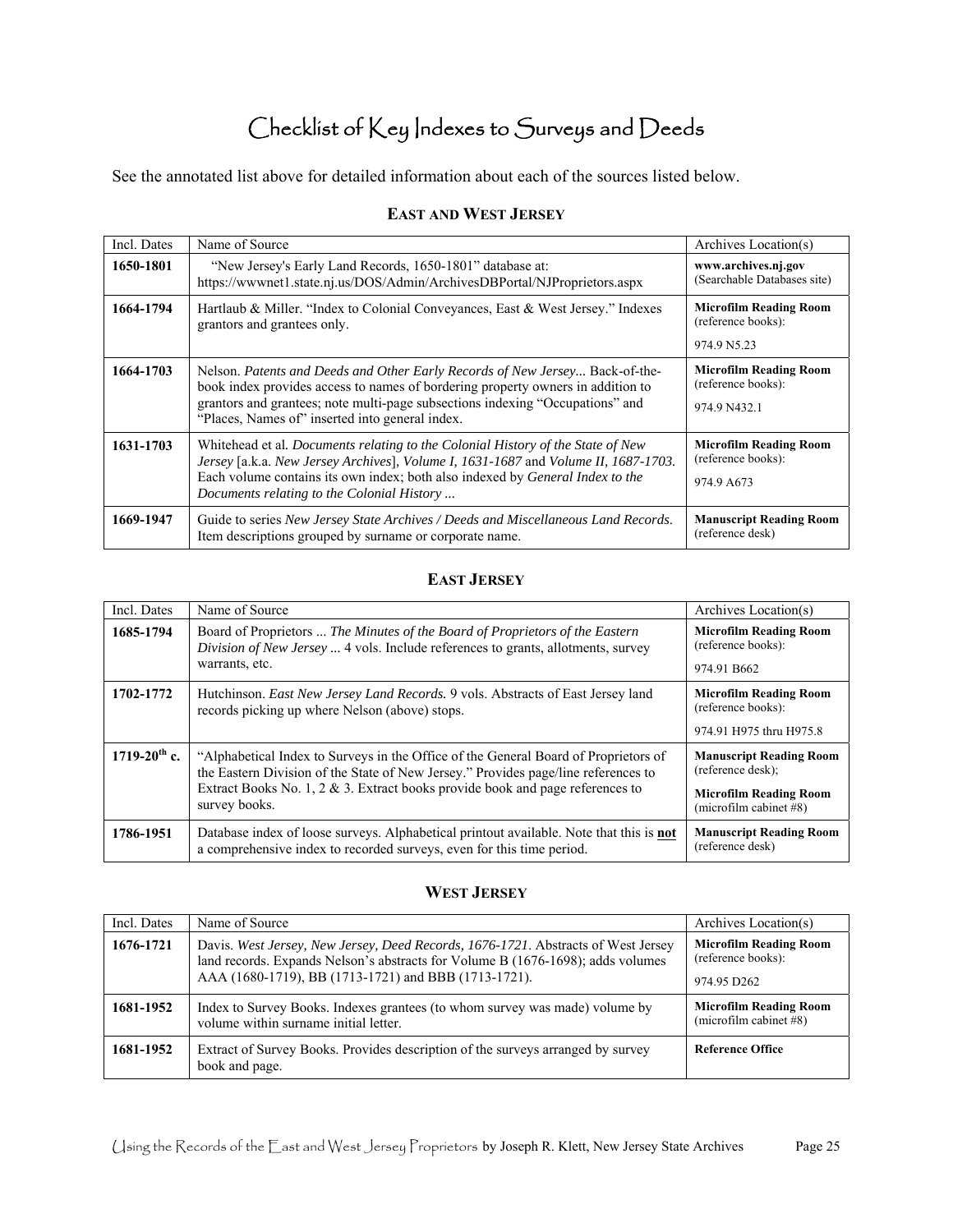# Checklist of Key Indexes to Surveys and Deeds

See the annotated list above for detailed information about each of the sources listed below.

### EAST AND WEST JERSEY

| Incl. Dates | Name of Source | Archives Location(s) |
|---|---|---|
| **1650-1801** | "New Jersey's Early Land Records, 1650-1801" database at: https://wwwnet1.state.nj.us/DOS/Admin/ArchivesDBPortal/NJProprietors.aspx | **www.archives.nj.gov** (Searchable Databases site) |
| **1664-1794** | Hartlaub & Miller. "Index to Colonial Conveyances, East & West Jersey." Indexes grantors and grantees only. | **Microfilm Reading Room** (reference books): 974.9 N5.23 |
| **1664-1703** | Nelson. *Patents and Deeds and Other Early Records of New Jersey...* Back-of-the-book index provides access to names of bordering property owners in addition to grantors and grantees; note multi-page subsections indexing "Occupations" and "Places, Names of" inserted into general index. | **Microfilm Reading Room** (reference books): 974.9 N432.1 |
| **1631-1703** | Whitehead et al. *Documents relating to the Colonial History of the State of New Jersey* [a.k.a. *New Jersey Archives*], *Volume I, 1631-1687* and *Volume II, 1687-1703.* Each volume contains its own index; both also indexed by *General Index to the Documents relating to the Colonial History ...* | **Microfilm Reading Room** (reference books): 974.9 A673 |
| **1669-1947** | Guide to series *New Jersey State Archives / Deeds and Miscellaneous Land Records*. Item descriptions grouped by surname or corporate name. | **Manuscript Reading Room** (reference desk) |

### EAST JERSEY

| Incl. Dates | Name of Source | Archives Location(s) |
|---|---|---|
| **1685-1794** | Board of Proprietors ... *The Minutes of the Board of Proprietors of the Eastern Division of New Jersey ...* 4 vols. Include references to grants, allotments, survey warrants, etc. | **Microfilm Reading Room** (reference books): 974.91 B662 |
| **1702-1772** | Hutchinson. *East New Jersey Land Records.* 9 vols. Abstracts of East Jersey land records picking up where Nelson (above) stops. | **Microfilm Reading Room** (reference books): 974.91 H975 thru H975.8 |
| **1719-20th c.** | "Alphabetical Index to Surveys in the Office of the General Board of Proprietors of the Eastern Division of the State of New Jersey." Provides page/line references to Extract Books No. 1, 2 & 3. Extract books provide book and page references to survey books. | **Manuscript Reading Room** (reference desk); **Microfilm Reading Room** (microfilm cabinet #8) |
| **1786-1951** | Database index of loose surveys. Alphabetical printout available. Note that this is **not** a comprehensive index to recorded surveys, even for this time period. | **Manuscript Reading Room** (reference desk) |

### WEST JERSEY

| Incl. Dates | Name of Source | Archives Location(s) |
|---|---|---|
| **1676-1721** | Davis. *West Jersey, New Jersey, Deed Records, 1676-1721*. Abstracts of West Jersey land records. Expands Nelson's abstracts for Volume B (1676-1698); adds volumes AAA (1680-1719), BB (1713-1721) and BBB (1713-1721). | **Microfilm Reading Room** (reference books): 974.95 D262 |
| **1681-1952** | Index to Survey Books. Indexes grantees (to whom survey was made) volume by volume within surname initial letter. | **Microfilm Reading Room** (microfilm cabinet #8) |
| **1681-1952** | Extract of Survey Books. Provides description of the surveys arranged by survey book and page. | **Reference Office** |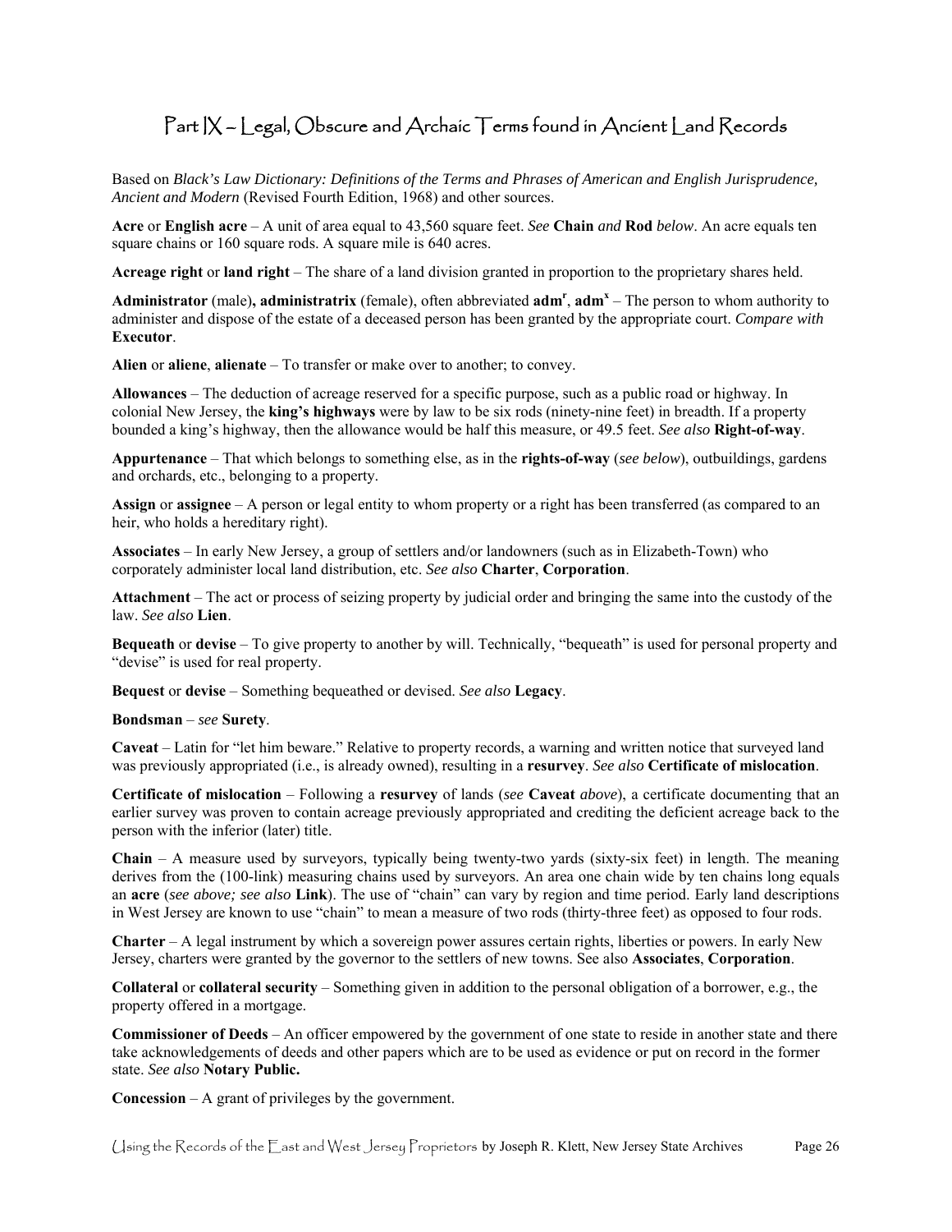# Part IX – Legal, Obscure and Archaic Terms found in Ancient Land Records

Based on *Black's Law Dictionary: Definitions of the Terms and Phrases of American and English Jurisprudence, Ancient and Modern* (Revised Fourth Edition, 1968) and other sources.

**Acre** or **English acre** – A unit of area equal to 43,560 square feet. *See* **Chain** *and* **Rod** *below*. An acre equals ten square chains or 160 square rods. A square mile is 640 acres.

**Acreage right** or **land right** – The share of a land division granted in proportion to the proprietary shares held.

**Administrator** (male)**, administratrix** (female), often abbreviated **adm^r^**, **adm^x^** – The person to whom authority to administer and dispose of the estate of a deceased person has been granted by the appropriate court. *Compare with* **Executor**.

**Alien** or **aliene**, **alienate** – To transfer or make over to another; to convey.

**Allowances** – The deduction of acreage reserved for a specific purpose, such as a public road or highway. In colonial New Jersey, the **king's highways** were by law to be six rods (ninety-nine feet) in breadth. If a property bounded a king's highway, then the allowance would be half this measure, or 49.5 feet. *See also* **Right-of-way**.

**Appurtenance** – That which belongs to something else, as in the **rights-of-way** (*see below*), outbuildings, gardens and orchards, etc., belonging to a property.

**Assign** or **assignee** – A person or legal entity to whom property or a right has been transferred (as compared to an heir, who holds a hereditary right).

**Associates** – In early New Jersey, a group of settlers and/or landowners (such as in Elizabeth-Town) who corporately administer local land distribution, etc. *See also* **Charter**, **Corporation**.

**Attachment** – The act or process of seizing property by judicial order and bringing the same into the custody of the law. *See also* **Lien**.

**Bequeath** or **devise** – To give property to another by will. Technically, "bequeath" is used for personal property and "devise" is used for real property.

**Bequest** or **devise** – Something bequeathed or devised. *See also* **Legacy**.

**Bondsman** – *see* **Surety**.

**Caveat** – Latin for "let him beware." Relative to property records, a warning and written notice that surveyed land was previously appropriated (i.e., is already owned), resulting in a **resurvey**. *See also* **Certificate of mislocation**.

**Certificate of mislocation** – Following a **resurvey** of lands (*see* **Caveat** *above*), a certificate documenting that an earlier survey was proven to contain acreage previously appropriated and crediting the deficient acreage back to the person with the inferior (later) title.

**Chain** – A measure used by surveyors, typically being twenty-two yards (sixty-six feet) in length. The meaning derives from the (100-link) measuring chains used by surveyors. An area one chain wide by ten chains long equals an **acre** (*see above; see also* **Link**). The use of "chain" can vary by region and time period. Early land descriptions in West Jersey are known to use "chain" to mean a measure of two rods (thirty-three feet) as opposed to four rods.

**Charter** – A legal instrument by which a sovereign power assures certain rights, liberties or powers. In early New Jersey, charters were granted by the governor to the settlers of new towns. See also **Associates**, **Corporation**.

**Collateral** or **collateral security** – Something given in addition to the personal obligation of a borrower, e.g., the property offered in a mortgage.

**Commissioner of Deeds** – An officer empowered by the government of one state to reside in another state and there take acknowledgements of deeds and other papers which are to be used as evidence or put on record in the former state. *See also* **Notary Public.**

**Concession** – A grant of privileges by the government.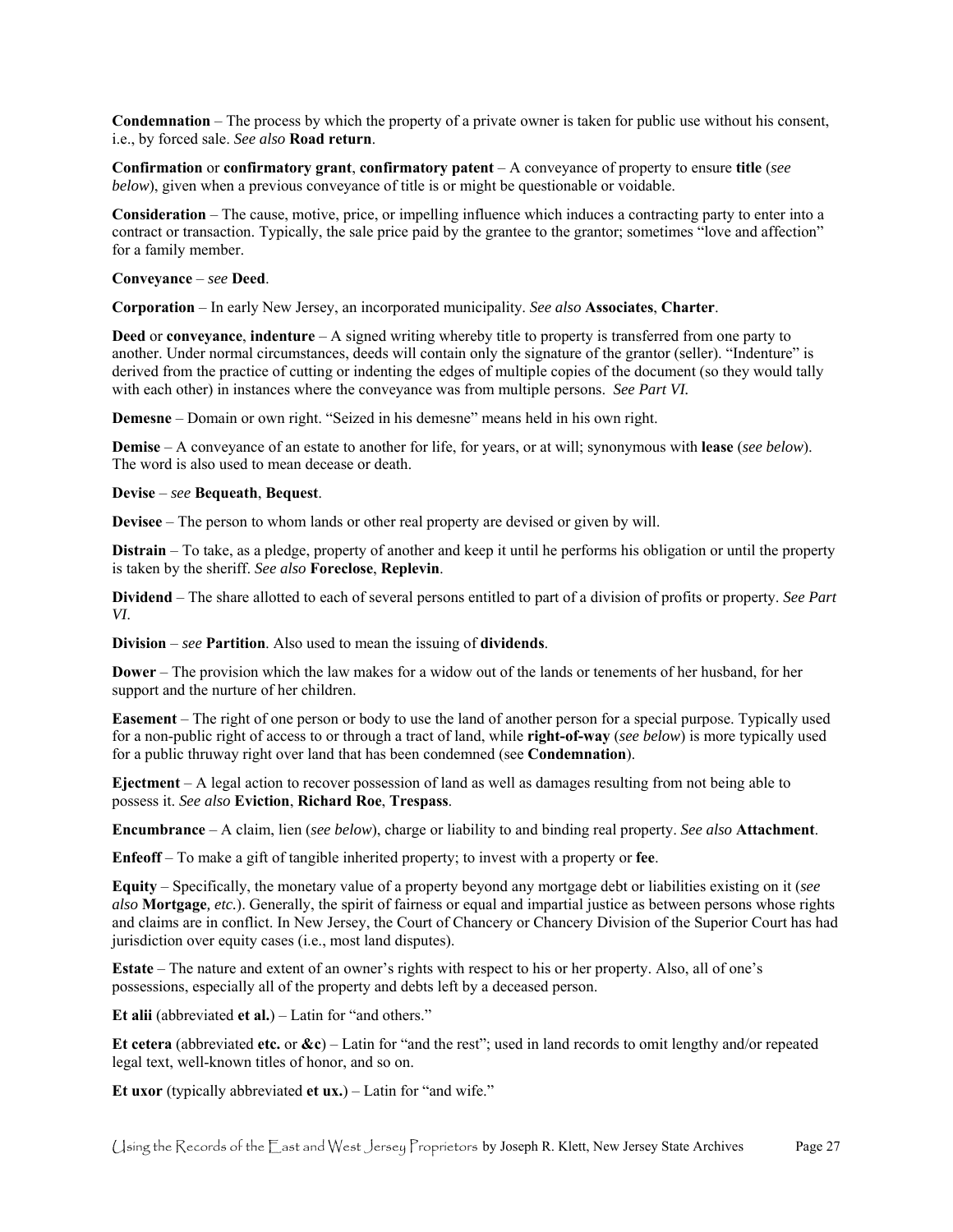**Condemnation** – The process by which the property of a private owner is taken for public use without his consent, i.e., by forced sale. *See also* **Road return**.

**Confirmation** or **confirmatory grant**, **confirmatory patent** – A conveyance of property to ensure **title** (*see below*), given when a previous conveyance of title is or might be questionable or voidable.

**Consideration** – The cause, motive, price, or impelling influence which induces a contracting party to enter into a contract or transaction. Typically, the sale price paid by the grantee to the grantor; sometimes "love and affection" for a family member.

**Conveyance** – *see* **Deed**.

**Corporation** – In early New Jersey, an incorporated municipality. *See also* **Associates**, **Charter**.

**Deed** or **conveyance**, **indenture** – A signed writing whereby title to property is transferred from one party to another. Under normal circumstances, deeds will contain only the signature of the grantor (seller). "Indenture" is derived from the practice of cutting or indenting the edges of multiple copies of the document (so they would tally with each other) in instances where the conveyance was from multiple persons. *See Part VI.*

**Demesne** – Domain or own right. "Seized in his demesne" means held in his own right.

**Demise** – A conveyance of an estate to another for life, for years, or at will; synonymous with **lease** (*see below*). The word is also used to mean decease or death.

**Devise** – *see* **Bequeath**, **Bequest**.

**Devisee** – The person to whom lands or other real property are devised or given by will.

**Distrain** – To take, as a pledge, property of another and keep it until he performs his obligation or until the property is taken by the sheriff. *See also* **Foreclose**, **Replevin**.

**Dividend** – The share allotted to each of several persons entitled to part of a division of profits or property. *See Part VI.*

**Division** – *see* **Partition**. Also used to mean the issuing of **dividends**.

**Dower** – The provision which the law makes for a widow out of the lands or tenements of her husband, for her support and the nurture of her children.

**Easement** – The right of one person or body to use the land of another person for a special purpose. Typically used for a non-public right of access to or through a tract of land, while **right-of-way** (*see below*) is more typically used for a public thruway right over land that has been condemned (see **Condemnation**).

**Ejectment** – A legal action to recover possession of land as well as damages resulting from not being able to possess it. *See also* **Eviction**, **Richard Roe**, **Trespass**.

**Encumbrance** – A claim, lien (*see below*), charge or liability to and binding real property. *See also* **Attachment**.

**Enfeoff** – To make a gift of tangible inherited property; to invest with a property or **fee**.

**Equity** – Specifically, the monetary value of a property beyond any mortgage debt or liabilities existing on it (*see also* **Mortgage**, *etc.*). Generally, the spirit of fairness or equal and impartial justice as between persons whose rights and claims are in conflict. In New Jersey, the Court of Chancery or Chancery Division of the Superior Court has had jurisdiction over equity cases (i.e., most land disputes).

**Estate** – The nature and extent of an owner's rights with respect to his or her property. Also, all of one's possessions, especially all of the property and debts left by a deceased person.

**Et alii** (abbreviated **et al.**) – Latin for "and others."

**Et cetera** (abbreviated **etc.** or **&c**) – Latin for "and the rest"; used in land records to omit lengthy and/or repeated legal text, well-known titles of honor, and so on.

**Et uxor** (typically abbreviated **et ux.**) – Latin for "and wife."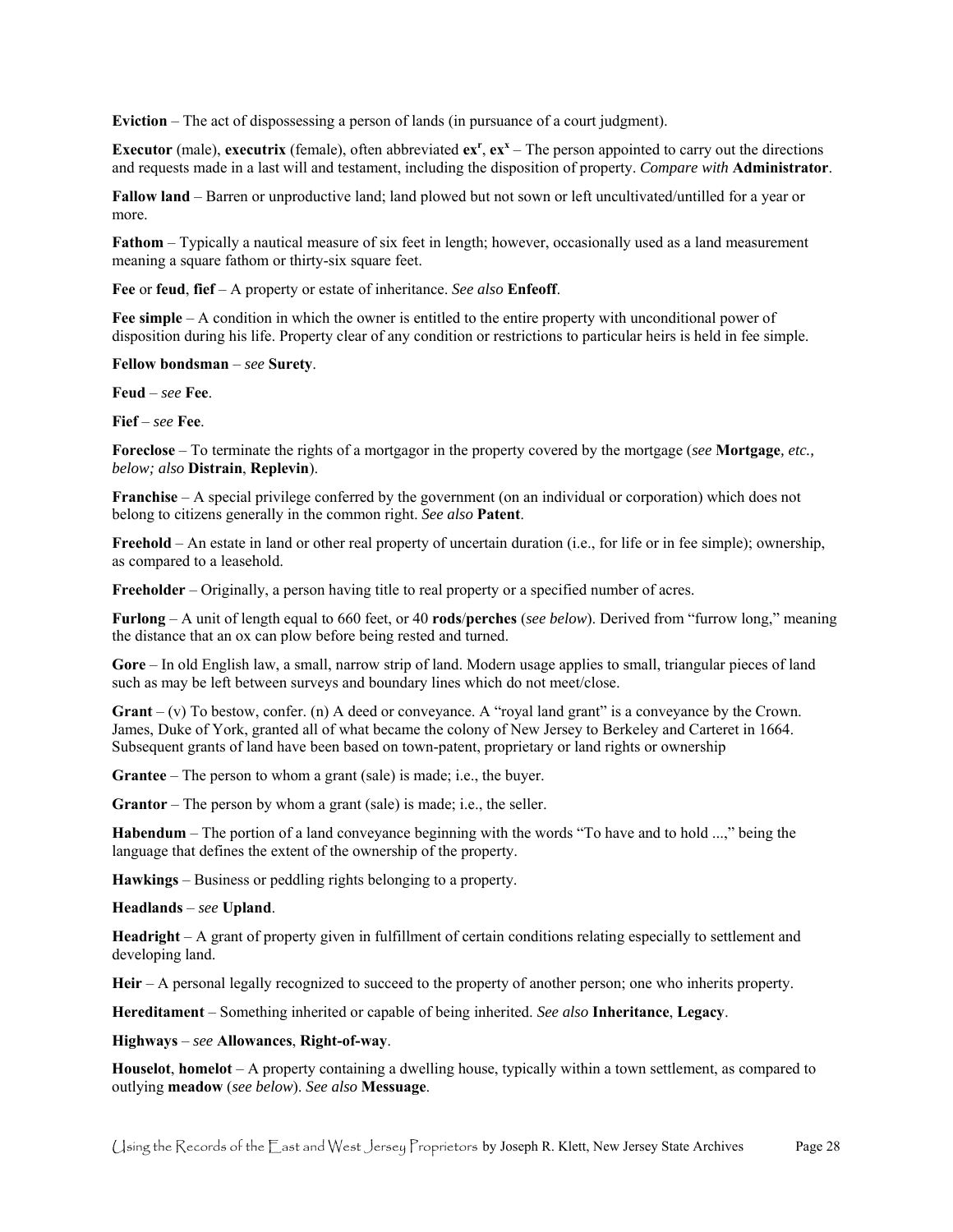**Eviction** – The act of dispossessing a person of lands (in pursuance of a court judgment).

**Executor** (male), **executrix** (female), often abbreviated **ex**$^{r}$, **ex**$^{x}$ – The person appointed to carry out the directions and requests made in a last will and testament, including the disposition of property. *Compare with* **Administrator**.

**Fallow land** – Barren or unproductive land; land plowed but not sown or left uncultivated/untilled for a year or more.

**Fathom** – Typically a nautical measure of six feet in length; however, occasionally used as a land measurement meaning a square fathom or thirty-six square feet.

**Fee** or **feud**, **fief** – A property or estate of inheritance. *See also* **Enfeoff**.

**Fee simple** – A condition in which the owner is entitled to the entire property with unconditional power of disposition during his life. Property clear of any condition or restrictions to particular heirs is held in fee simple.

**Fellow bondsman** – *see* **Surety**.

**Feud** – *see* **Fee**.

**Fief** – *see* **Fee**.

**Foreclose** – To terminate the rights of a mortgagor in the property covered by the mortgage (*see* **Mortgage***, etc., below; also* **Distrain**, **Replevin**).

**Franchise** – A special privilege conferred by the government (on an individual or corporation) which does not belong to citizens generally in the common right. *See also* **Patent**.

**Freehold** – An estate in land or other real property of uncertain duration (i.e., for life or in fee simple); ownership, as compared to a leasehold.

**Freeholder** – Originally, a person having title to real property or a specified number of acres.

**Furlong** – A unit of length equal to 660 feet, or 40 **rods**/**perches** (*see below*). Derived from "furrow long," meaning the distance that an ox can plow before being rested and turned.

**Gore** – In old English law, a small, narrow strip of land. Modern usage applies to small, triangular pieces of land such as may be left between surveys and boundary lines which do not meet/close.

**Grant** – (v) To bestow, confer. (n) A deed or conveyance. A "royal land grant" is a conveyance by the Crown. James, Duke of York, granted all of what became the colony of New Jersey to Berkeley and Carteret in 1664. Subsequent grants of land have been based on town-patent, proprietary or land rights or ownership

**Grantee** – The person to whom a grant (sale) is made; i.e., the buyer.

**Grantor** – The person by whom a grant (sale) is made; i.e., the seller.

**Habendum** – The portion of a land conveyance beginning with the words "To have and to hold ...," being the language that defines the extent of the ownership of the property.

**Hawkings** – Business or peddling rights belonging to a property.

**Headlands** – *see* **Upland**.

**Headright** – A grant of property given in fulfillment of certain conditions relating especially to settlement and developing land.

**Heir** – A personal legally recognized to succeed to the property of another person; one who inherits property.

**Hereditament** – Something inherited or capable of being inherited. *See also* **Inheritance**, **Legacy**.

**Highways** – *see* **Allowances**, **Right-of-way**.

**Houselot**, **homelot** – A property containing a dwelling house, typically within a town settlement, as compared to outlying **meadow** (*see below*). *See also* **Messuage**.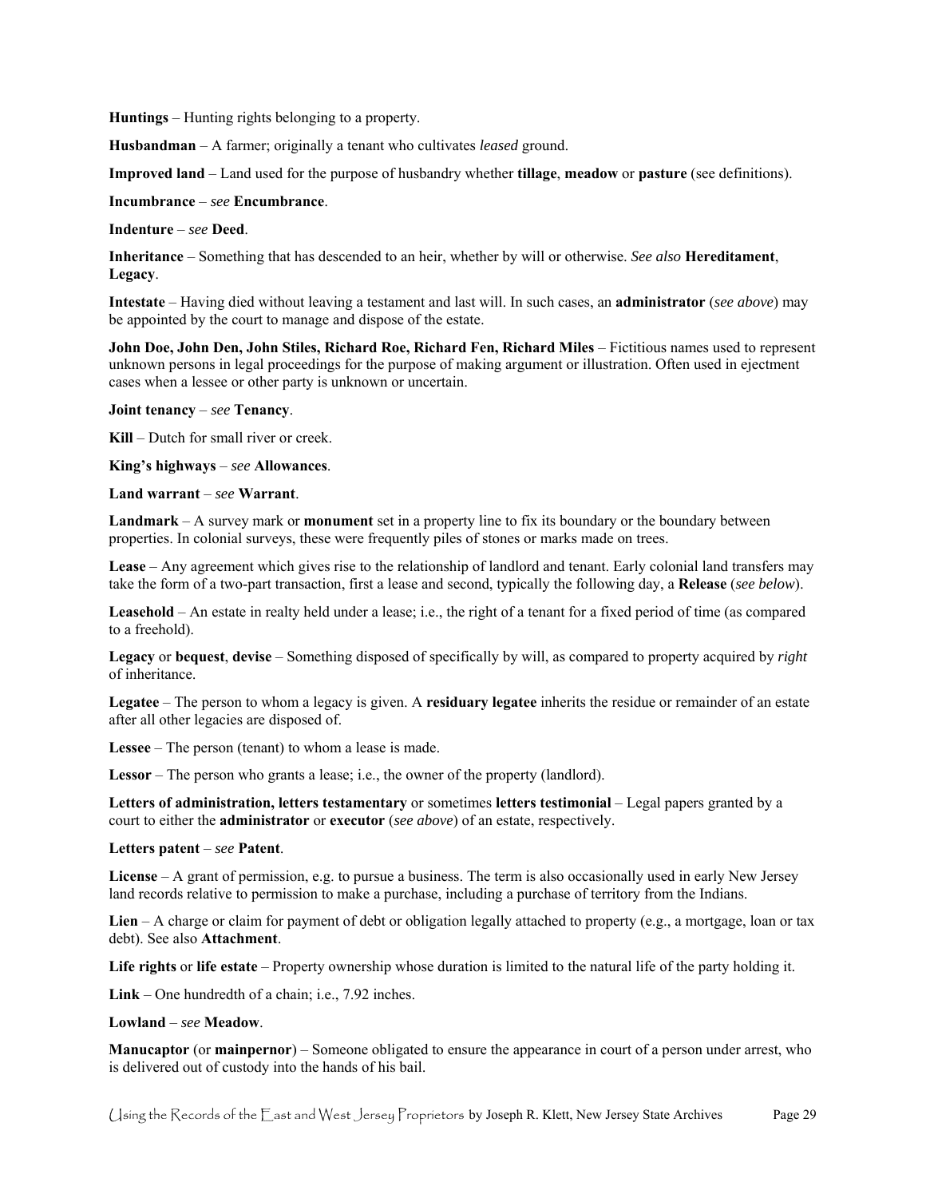**Huntings** – Hunting rights belonging to a property.

**Husbandman** – A farmer; originally a tenant who cultivates *leased* ground.

**Improved land** – Land used for the purpose of husbandry whether **tillage**, **meadow** or **pasture** (see definitions).

**Incumbrance** – *see* **Encumbrance**.

**Indenture** – *see* **Deed**.

**Inheritance** – Something that has descended to an heir, whether by will or otherwise. *See also* **Hereditament**, **Legacy**.

**Intestate** – Having died without leaving a testament and last will. In such cases, an **administrator** (*see above*) may be appointed by the court to manage and dispose of the estate.

**John Doe, John Den, John Stiles, Richard Roe, Richard Fen, Richard Miles** – Fictitious names used to represent unknown persons in legal proceedings for the purpose of making argument or illustration. Often used in ejectment cases when a lessee or other party is unknown or uncertain.

**Joint tenancy** – *see* **Tenancy**.

**Kill** – Dutch for small river or creek.

**King's highways** – *see* **Allowances**.

**Land warrant** – *see* **Warrant**.

**Landmark** – A survey mark or **monument** set in a property line to fix its boundary or the boundary between properties. In colonial surveys, these were frequently piles of stones or marks made on trees.

**Lease** – Any agreement which gives rise to the relationship of landlord and tenant. Early colonial land transfers may take the form of a two-part transaction, first a lease and second, typically the following day, a **Release** (*see below*).

**Leasehold** – An estate in realty held under a lease; i.e., the right of a tenant for a fixed period of time (as compared to a freehold).

**Legacy** or **bequest**, **devise** – Something disposed of specifically by will, as compared to property acquired by *right* of inheritance.

**Legatee** – The person to whom a legacy is given. A **residuary legatee** inherits the residue or remainder of an estate after all other legacies are disposed of.

**Lessee** – The person (tenant) to whom a lease is made.

**Lessor** – The person who grants a lease; i.e., the owner of the property (landlord).

**Letters of administration, letters testamentary** or sometimes **letters testimonial** – Legal papers granted by a court to either the **administrator** or **executor** (*see above*) of an estate, respectively.

**Letters patent** – *see* **Patent**.

**License** – A grant of permission, e.g. to pursue a business. The term is also occasionally used in early New Jersey land records relative to permission to make a purchase, including a purchase of territory from the Indians.

**Lien** – A charge or claim for payment of debt or obligation legally attached to property (e.g., a mortgage, loan or tax debt). See also **Attachment**.

**Life rights** or **life estate** – Property ownership whose duration is limited to the natural life of the party holding it.

**Link** – One hundredth of a chain; i.e., 7.92 inches.

**Lowland** – *see* **Meadow**.

**Manucaptor** (or **mainpernor**) – Someone obligated to ensure the appearance in court of a person under arrest, who is delivered out of custody into the hands of his bail.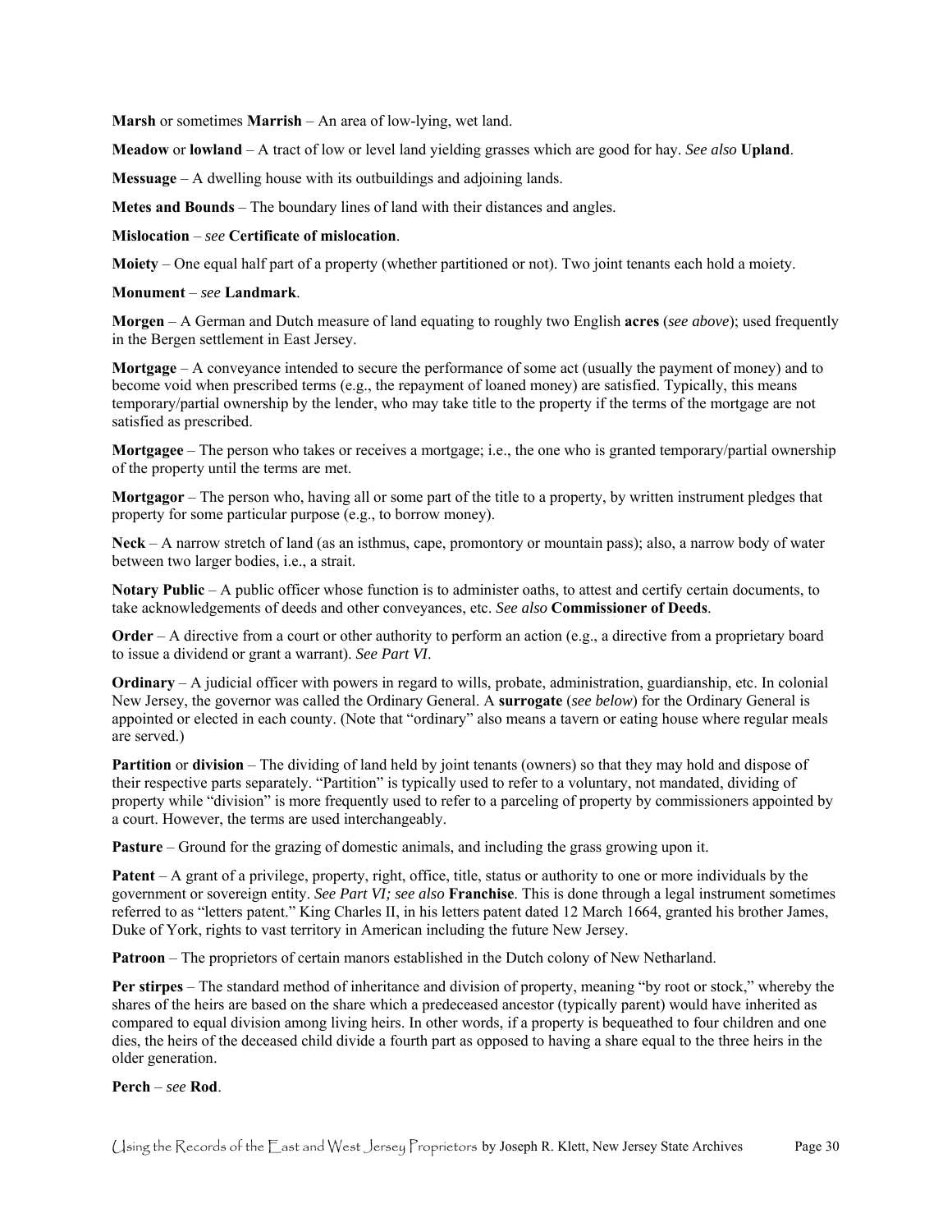**Marsh** or sometimes **Marrish** – An area of low-lying, wet land.

**Meadow** or **lowland** – A tract of low or level land yielding grasses which are good for hay. *See also* **Upland**.

**Messuage** – A dwelling house with its outbuildings and adjoining lands.

**Metes and Bounds** – The boundary lines of land with their distances and angles.

**Mislocation** – *see* **Certificate of mislocation**.

**Moiety** – One equal half part of a property (whether partitioned or not). Two joint tenants each hold a moiety.

**Monument** – *see* **Landmark**.

**Morgen** – A German and Dutch measure of land equating to roughly two English **acres** (*see above*); used frequently in the Bergen settlement in East Jersey.

**Mortgage** – A conveyance intended to secure the performance of some act (usually the payment of money) and to become void when prescribed terms (e.g., the repayment of loaned money) are satisfied. Typically, this means temporary/partial ownership by the lender, who may take title to the property if the terms of the mortgage are not satisfied as prescribed.

**Mortgagee** – The person who takes or receives a mortgage; i.e., the one who is granted temporary/partial ownership of the property until the terms are met.

**Mortgagor** – The person who, having all or some part of the title to a property, by written instrument pledges that property for some particular purpose (e.g., to borrow money).

**Neck** – A narrow stretch of land (as an isthmus, cape, promontory or mountain pass); also, a narrow body of water between two larger bodies, i.e., a strait.

**Notary Public** – A public officer whose function is to administer oaths, to attest and certify certain documents, to take acknowledgements of deeds and other conveyances, etc. *See also* **Commissioner of Deeds**.

**Order** – A directive from a court or other authority to perform an action (e.g., a directive from a proprietary board to issue a dividend or grant a warrant). *See Part VI*.

**Ordinary** – A judicial officer with powers in regard to wills, probate, administration, guardianship, etc. In colonial New Jersey, the governor was called the Ordinary General. A **surrogate** (*see below*) for the Ordinary General is appointed or elected in each county. (Note that "ordinary" also means a tavern or eating house where regular meals are served.)

**Partition** or **division** – The dividing of land held by joint tenants (owners) so that they may hold and dispose of their respective parts separately. "Partition" is typically used to refer to a voluntary, not mandated, dividing of property while "division" is more frequently used to refer to a parceling of property by commissioners appointed by a court. However, the terms are used interchangeably.

**Pasture** – Ground for the grazing of domestic animals, and including the grass growing upon it.

**Patent** – A grant of a privilege, property, right, office, title, status or authority to one or more individuals by the government or sovereign entity. *See Part VI; see also* **Franchise**. This is done through a legal instrument sometimes referred to as "letters patent." King Charles II, in his letters patent dated 12 March 1664, granted his brother James, Duke of York, rights to vast territory in American including the future New Jersey.

**Patroon** – The proprietors of certain manors established in the Dutch colony of New Netharland.

**Per stirpes** – The standard method of inheritance and division of property, meaning "by root or stock," whereby the shares of the heirs are based on the share which a predeceased ancestor (typically parent) would have inherited as compared to equal division among living heirs. In other words, if a property is bequeathed to four children and one dies, the heirs of the deceased child divide a fourth part as opposed to having a share equal to the three heirs in the older generation.

**Perch** – *see* **Rod**.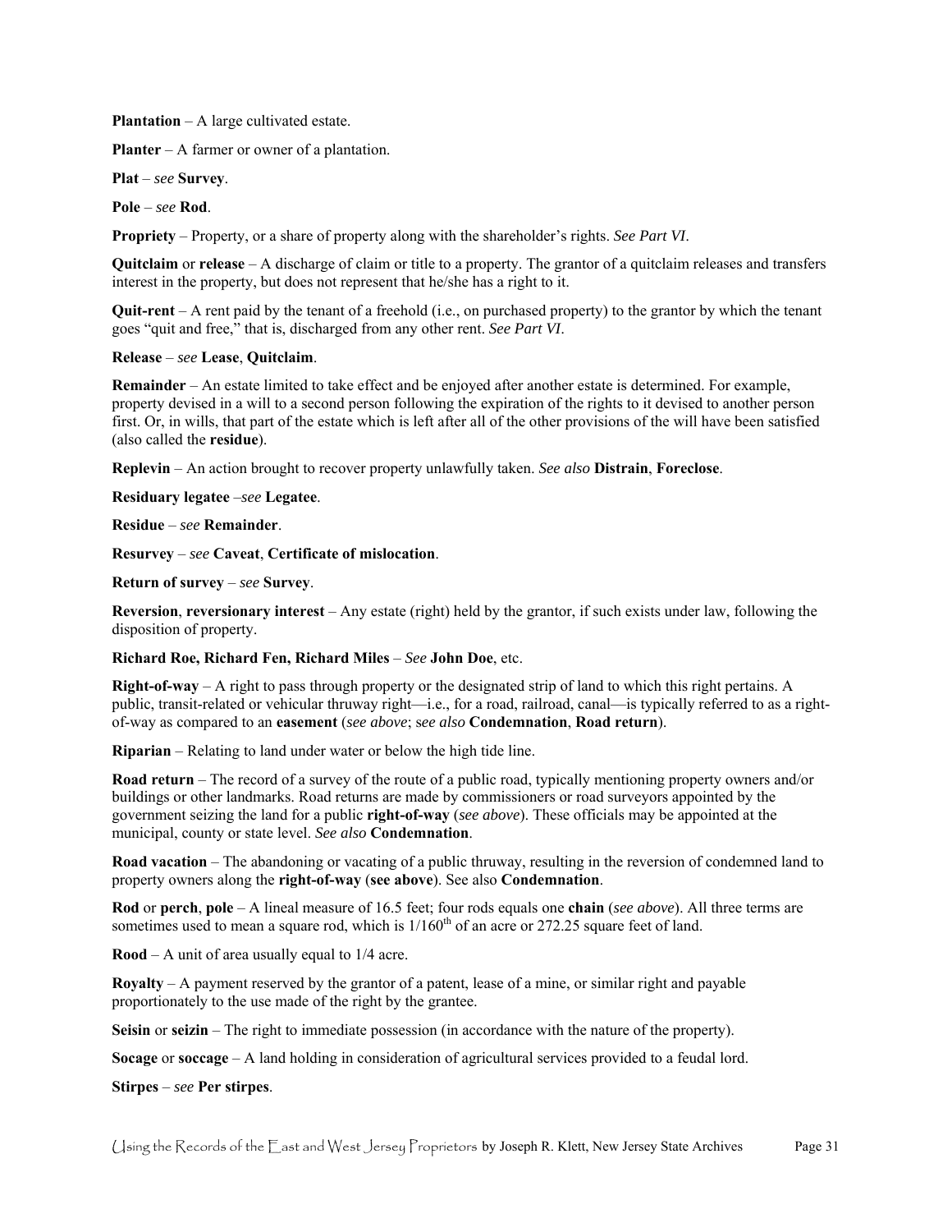**Plantation** – A large cultivated estate.

**Planter** – A farmer or owner of a plantation.

**Plat** – *see* **Survey**.

**Pole** – *see* **Rod**.

**Propriety** – Property, or a share of property along with the shareholder's rights. *See Part VI*.

**Quitclaim** or **release** – A discharge of claim or title to a property. The grantor of a quitclaim releases and transfers interest in the property, but does not represent that he/she has a right to it.

**Quit-rent** – A rent paid by the tenant of a freehold (i.e., on purchased property) to the grantor by which the tenant goes "quit and free," that is, discharged from any other rent. *See Part VI*.

**Release** – *see* **Lease**, **Quitclaim**.

**Remainder** – An estate limited to take effect and be enjoyed after another estate is determined. For example, property devised in a will to a second person following the expiration of the rights to it devised to another person first. Or, in wills, that part of the estate which is left after all of the other provisions of the will have been satisfied (also called the **residue**).

**Replevin** – An action brought to recover property unlawfully taken. *See also* **Distrain**, **Foreclose**.

**Residuary legatee** –*see* **Legatee**.

**Residue** – *see* **Remainder**.

**Resurvey** – *see* **Caveat**, **Certificate of mislocation**.

**Return of survey** – *see* **Survey**.

**Reversion**, **reversionary interest** – Any estate (right) held by the grantor, if such exists under law, following the disposition of property.

**Richard Roe, Richard Fen, Richard Miles** – *See* **John Doe**, etc.

**Right-of-way** – A right to pass through property or the designated strip of land to which this right pertains. A public, transit-related or vehicular thruway right—i.e., for a road, railroad, canal—is typically referred to as a right-of-way as compared to an **easement** (*see above*; s*ee also* **Condemnation**, **Road return**).

**Riparian** – Relating to land under water or below the high tide line.

**Road return** – The record of a survey of the route of a public road, typically mentioning property owners and/or buildings or other landmarks. Road returns are made by commissioners or road surveyors appointed by the government seizing the land for a public **right-of-way** (*see above*). These officials may be appointed at the municipal, county or state level. *See also* **Condemnation**.

**Road vacation** – The abandoning or vacating of a public thruway, resulting in the reversion of condemned land to property owners along the **right-of-way** (**see above**). See also **Condemnation**.

**Rod** or **perch**, **pole** – A lineal measure of 16.5 feet; four rods equals one **chain** (*see above*). All three terms are sometimes used to mean a square rod, which is 1/160th of an acre or 272.25 square feet of land.

**Rood** – A unit of area usually equal to 1/4 acre.

**Royalty** – A payment reserved by the grantor of a patent, lease of a mine, or similar right and payable proportionately to the use made of the right by the grantee.

**Seisin** or **seizin** – The right to immediate possession (in accordance with the nature of the property).

**Socage** or **soccage** – A land holding in consideration of agricultural services provided to a feudal lord.

**Stirpes** – *see* **Per stirpes**.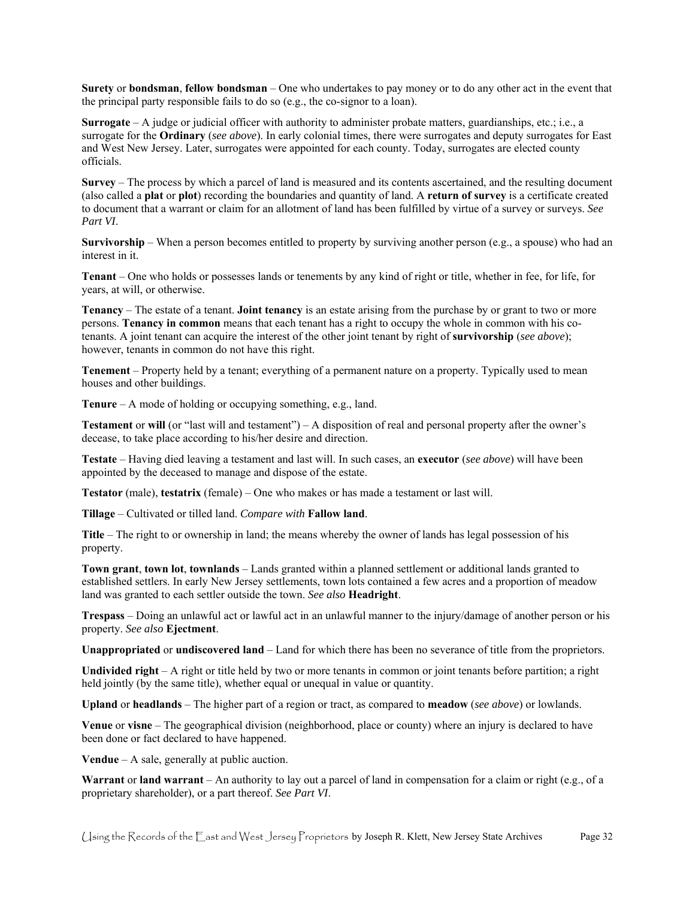**Surety** or **bondsman**, **fellow bondsman** – One who undertakes to pay money or to do any other act in the event that the principal party responsible fails to do so (e.g., the co-signor to a loan).

**Surrogate** – A judge or judicial officer with authority to administer probate matters, guardianships, etc.; i.e., a surrogate for the **Ordinary** (*see above*). In early colonial times, there were surrogates and deputy surrogates for East and West New Jersey. Later, surrogates were appointed for each county. Today, surrogates are elected county officials.

**Survey** – The process by which a parcel of land is measured and its contents ascertained, and the resulting document (also called a **plat** or **plot**) recording the boundaries and quantity of land. A **return of survey** is a certificate created to document that a warrant or claim for an allotment of land has been fulfilled by virtue of a survey or surveys. *See Part VI*.

**Survivorship** – When a person becomes entitled to property by surviving another person (e.g., a spouse) who had an interest in it.

**Tenant** – One who holds or possesses lands or tenements by any kind of right or title, whether in fee, for life, for years, at will, or otherwise.

**Tenancy** – The estate of a tenant. **Joint tenancy** is an estate arising from the purchase by or grant to two or more persons. **Tenancy in common** means that each tenant has a right to occupy the whole in common with his co-tenants. A joint tenant can acquire the interest of the other joint tenant by right of **survivorship** (*see above*); however, tenants in common do not have this right.

**Tenement** – Property held by a tenant; everything of a permanent nature on a property. Typically used to mean houses and other buildings.

**Tenure** – A mode of holding or occupying something, e.g., land.

**Testament** or **will** (or "last will and testament") – A disposition of real and personal property after the owner's decease, to take place according to his/her desire and direction.

**Testate** – Having died leaving a testament and last will. In such cases, an **executor** (*see above*) will have been appointed by the deceased to manage and dispose of the estate.

**Testator** (male), **testatrix** (female) – One who makes or has made a testament or last will.

**Tillage** – Cultivated or tilled land. *Compare with* **Fallow land**.

**Title** – The right to or ownership in land; the means whereby the owner of lands has legal possession of his property.

**Town grant**, **town lot**, **townlands** – Lands granted within a planned settlement or additional lands granted to established settlers. In early New Jersey settlements, town lots contained a few acres and a proportion of meadow land was granted to each settler outside the town. *See also* **Headright**.

**Trespass** – Doing an unlawful act or lawful act in an unlawful manner to the injury/damage of another person or his property. *See also* **Ejectment**.

**Unappropriated** or **undiscovered land** – Land for which there has been no severance of title from the proprietors.

**Undivided right** – A right or title held by two or more tenants in common or joint tenants before partition; a right held jointly (by the same title), whether equal or unequal in value or quantity.

**Upland** or **headlands** – The higher part of a region or tract, as compared to **meadow** (*see above*) or lowlands.

**Venue** or **visne** – The geographical division (neighborhood, place or county) where an injury is declared to have been done or fact declared to have happened.

**Vendue** – A sale, generally at public auction.

**Warrant** or **land warrant** – An authority to lay out a parcel of land in compensation for a claim or right (e.g., of a proprietary shareholder), or a part thereof. *See Part VI*.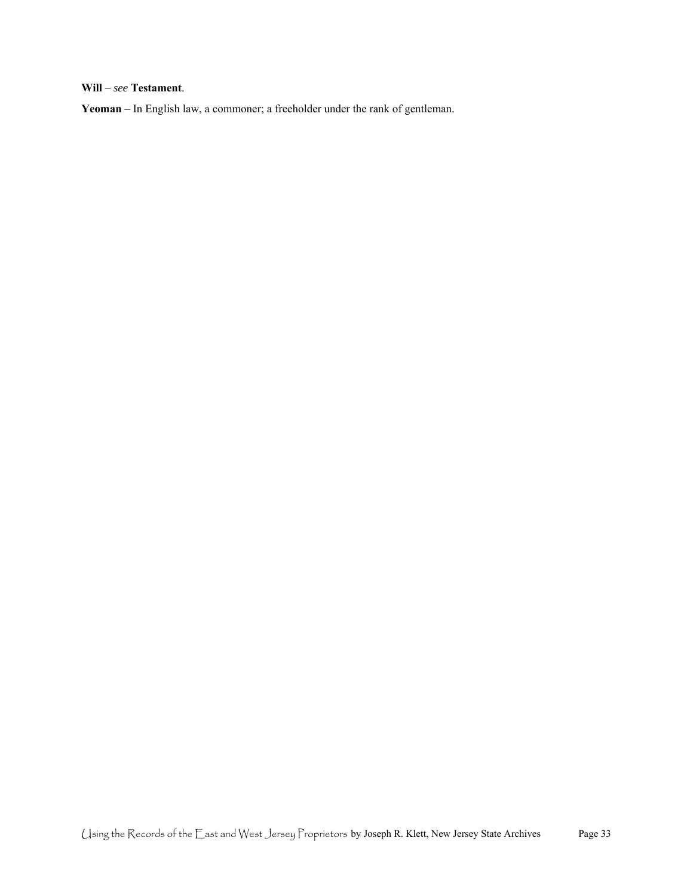**Will** – *see* **Testament**.

**Yeoman** – In English law, a commoner; a freeholder under the rank of gentleman.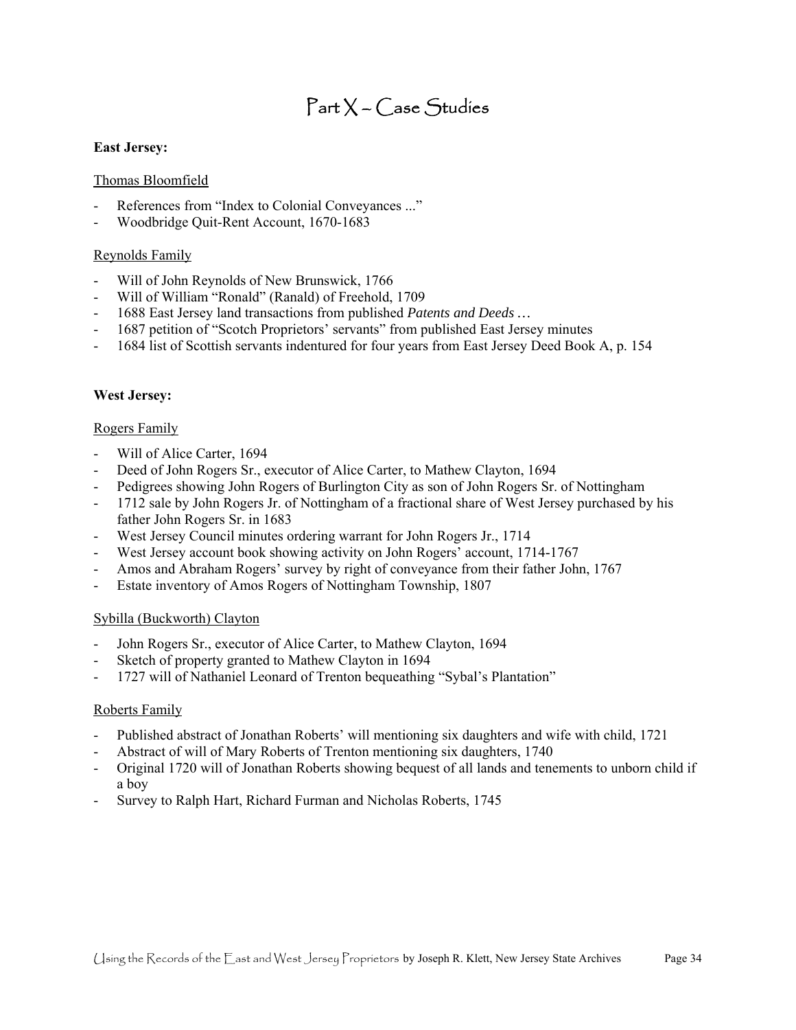# Part X – Case Studies

**East Jersey:**

<u>Thomas Bloomfield</u>

- References from "Index to Colonial Conveyances ..."
- Woodbridge Quit-Rent Account, 1670-1683

<u>Reynolds Family</u>

- Will of John Reynolds of New Brunswick, 1766
- Will of William "Ronald" (Ranald) of Freehold, 1709
- 1688 East Jersey land transactions from published *Patents and Deeds …*
- 1687 petition of "Scotch Proprietors' servants" from published East Jersey minutes
- 1684 list of Scottish servants indentured for four years from East Jersey Deed Book A, p. 154

**West Jersey:**

<u>Rogers Family</u>

- Will of Alice Carter, 1694
- Deed of John Rogers Sr., executor of Alice Carter, to Mathew Clayton, 1694
- Pedigrees showing John Rogers of Burlington City as son of John Rogers Sr. of Nottingham
- 1712 sale by John Rogers Jr. of Nottingham of a fractional share of West Jersey purchased by his father John Rogers Sr. in 1683
- West Jersey Council minutes ordering warrant for John Rogers Jr., 1714
- West Jersey account book showing activity on John Rogers' account, 1714-1767
- Amos and Abraham Rogers' survey by right of conveyance from their father John, 1767
- Estate inventory of Amos Rogers of Nottingham Township, 1807

<u>Sybilla (Buckworth) Clayton</u>

- John Rogers Sr., executor of Alice Carter, to Mathew Clayton, 1694
- Sketch of property granted to Mathew Clayton in 1694
- 1727 will of Nathaniel Leonard of Trenton bequeathing "Sybal's Plantation"

<u>Roberts Family</u>

- Published abstract of Jonathan Roberts' will mentioning six daughters and wife with child, 1721
- Abstract of will of Mary Roberts of Trenton mentioning six daughters, 1740
- Original 1720 will of Jonathan Roberts showing bequest of all lands and tenements to unborn child if a boy
- Survey to Ralph Hart, Richard Furman and Nicholas Roberts, 1745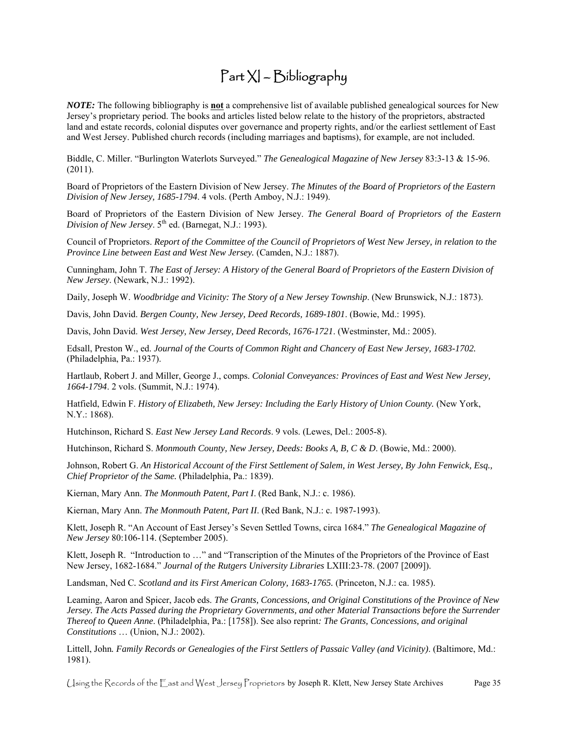# Part XI – Bibliography

***NOTE:*** The following bibliography is **not** a comprehensive list of available published genealogical sources for New Jersey's proprietary period. The books and articles listed below relate to the history of the proprietors, abstracted land and estate records, colonial disputes over governance and property rights, and/or the earliest settlement of East and West Jersey. Published church records (including marriages and baptisms), for example, are not included.

Biddle, C. Miller. "Burlington Waterlots Surveyed." *The Genealogical Magazine of New Jersey* 83:3-13 & 15-96. (2011).

Board of Proprietors of the Eastern Division of New Jersey. *The Minutes of the Board of Proprietors of the Eastern Division of New Jersey, 1685-1794*. 4 vols. (Perth Amboy, N.J.: 1949).

Board of Proprietors of the Eastern Division of New Jersey. *The General Board of Proprietors of the Eastern Division of New Jersey*. 5th ed. (Barnegat, N.J.: 1993).

Council of Proprietors. *Report of the Committee of the Council of Proprietors of West New Jersey, in relation to the Province Line between East and West New Jersey.* (Camden, N.J.: 1887).

Cunningham, John T. *The East of Jersey: A History of the General Board of Proprietors of the Eastern Division of New Jersey*. (Newark, N.J.: 1992).

Daily, Joseph W. *Woodbridge and Vicinity: The Story of a New Jersey Township*. (New Brunswick, N.J.: 1873).

Davis, John David. *Bergen County, New Jersey, Deed Records, 1689-1801*. (Bowie, Md.: 1995).

Davis, John David. *West Jersey, New Jersey, Deed Records, 1676-1721*. (Westminster, Md.: 2005).

Edsall, Preston W., ed. *Journal of the Courts of Common Right and Chancery of East New Jersey, 1683-1702.* (Philadelphia, Pa.: 1937).

Hartlaub, Robert J. and Miller, George J., comps. *Colonial Conveyances: Provinces of East and West New Jersey, 1664-1794*. 2 vols. (Summit, N.J.: 1974).

Hatfield, Edwin F. *History of Elizabeth, New Jersey: Including the Early History of Union County.* (New York, N.Y.: 1868).

Hutchinson, Richard S. *East New Jersey Land Records*. 9 vols. (Lewes, Del.: 2005-8).

Hutchinson, Richard S. *Monmouth County, New Jersey, Deeds: Books A, B, C & D*. (Bowie, Md.: 2000).

Johnson, Robert G. *An Historical Account of the First Settlement of Salem, in West Jersey, By John Fenwick, Esq., Chief Proprietor of the Same.* (Philadelphia, Pa.: 1839).

Kiernan, Mary Ann. *The Monmouth Patent, Part I*. (Red Bank, N.J.: c. 1986).

Kiernan, Mary Ann. *The Monmouth Patent, Part II*. (Red Bank, N.J.: c. 1987-1993).

Klett, Joseph R. "An Account of East Jersey's Seven Settled Towns, circa 1684." *The Genealogical Magazine of New Jersey* 80:106-114. (September 2005).

Klett, Joseph R. "Introduction to …" and "Transcription of the Minutes of the Proprietors of the Province of East New Jersey, 1682-1684." *Journal of the Rutgers University Libraries* LXIII:23-78. (2007 [2009]).

Landsman, Ned C. *Scotland and its First American Colony, 1683-1765.* (Princeton, N.J.: ca. 1985).

Leaming, Aaron and Spicer, Jacob eds. *The Grants, Concessions, and Original Constitutions of the Province of New Jersey. The Acts Passed during the Proprietary Governments, and other Material Transactions before the Surrender Thereof to Queen Anne*. (Philadelphia, Pa.: [1758]). See also reprint*: The Grants, Concessions, and original Constitutions* … (Union, N.J.: 2002).

Littell, John*. Family Records or Genealogies of the First Settlers of Passaic Valley (and Vicinity)*. (Baltimore, Md.: 1981).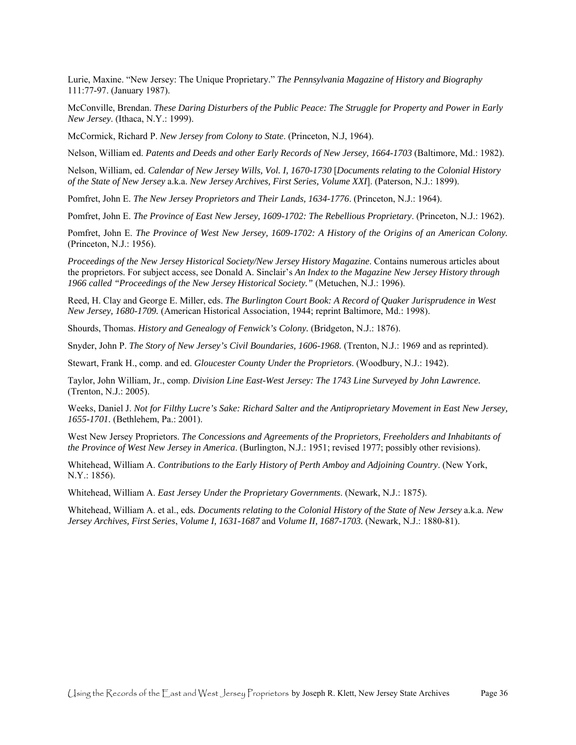Lurie, Maxine. "New Jersey: The Unique Proprietary." *The Pennsylvania Magazine of History and Biography* 111:77-97. (January 1987).

McConville, Brendan. *These Daring Disturbers of the Public Peace: The Struggle for Property and Power in Early New Jersey*. (Ithaca, N.Y.: 1999).

McCormick, Richard P. *New Jersey from Colony to State*. (Princeton, N.J, 1964).

Nelson, William ed. *Patents and Deeds and other Early Records of New Jersey, 1664-1703* (Baltimore, Md.: 1982).

Nelson, William, ed. *Calendar of New Jersey Wills, Vol. I, 1670-1730* [*Documents relating to the Colonial History of the State of New Jersey* a.k.a. *New Jersey Archives, First Series, Volume XXI*]. (Paterson, N.J.: 1899).

Pomfret, John E. *The New Jersey Proprietors and Their Lands, 1634-1776*. (Princeton, N.J.: 1964).

Pomfret, John E. *The Province of East New Jersey, 1609-1702: The Rebellious Proprietary*. (Princeton, N.J.: 1962).

Pomfret, John E. *The Province of West New Jersey, 1609-1702: A History of the Origins of an American Colony.* (Princeton, N.J.: 1956).

*Proceedings of the New Jersey Historical Society/New Jersey History Magazine*. Contains numerous articles about the proprietors. For subject access, see Donald A. Sinclair's *An Index to the Magazine New Jersey History through 1966 called "Proceedings of the New Jersey Historical Society."* (Metuchen, N.J.: 1996).

Reed, H. Clay and George E. Miller, eds. *The Burlington Court Book: A Record of Quaker Jurisprudence in West New Jersey, 1680-1709.* (American Historical Association, 1944; reprint Baltimore, Md.: 1998).

Shourds, Thomas. *History and Genealogy of Fenwick's Colony*. (Bridgeton, N.J.: 1876).

Snyder, John P. *The Story of New Jersey's Civil Boundaries, 1606-1968.* (Trenton, N.J.: 1969 and as reprinted).

Stewart, Frank H., comp. and ed. *Gloucester County Under the Proprietors*. (Woodbury, N.J.: 1942).

Taylor, John William, Jr., comp. *Division Line East-West Jersey: The 1743 Line Surveyed by John Lawrence.* (Trenton, N.J.: 2005).

Weeks, Daniel J. *Not for Filthy Lucre's Sake: Richard Salter and the Antiproprietary Movement in East New Jersey, 1655-1701*. (Bethlehem, Pa.: 2001).

West New Jersey Proprietors. *The Concessions and Agreements of the Proprietors, Freeholders and Inhabitants of the Province of West New Jersey in America*. (Burlington, N.J.: 1951; revised 1977; possibly other revisions).

Whitehead, William A. *Contributions to the Early History of Perth Amboy and Adjoining Country*. (New York, N.Y.: 1856).

Whitehead, William A. *East Jersey Under the Proprietary Governments*. (Newark, N.J.: 1875).

Whitehead, William A. et al., eds*. Documents relating to the Colonial History of the State of New Jersey* a.k.a. *New Jersey Archives, First Series*, *Volume I, 1631-1687* and *Volume II, 1687-1703.* (Newark, N.J.: 1880-81).